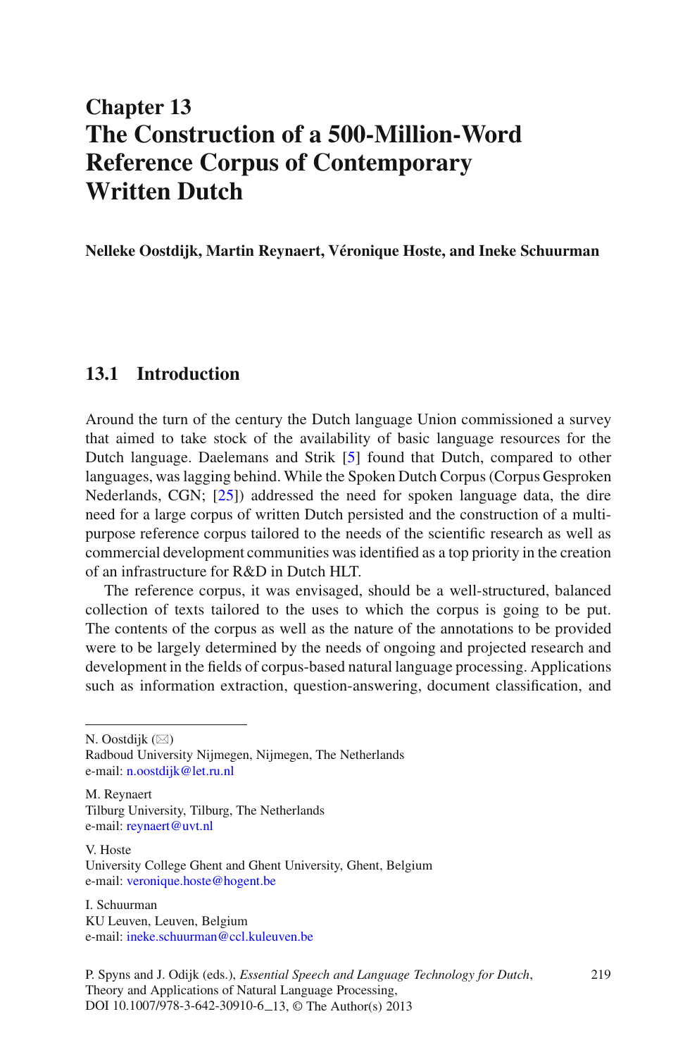# Chapter 13
# The Construction of a 500-Million-Word Reference Corpus of Contemporary Written Dutch

**Nelleke Oostdijk, Martin Reynaert, Véronique Hoste, and Ineke Schuurman**

## 13.1 Introduction

Around the turn of the century the Dutch language Union commissioned a survey that aimed to take stock of the availability of basic language resources for the Dutch language. Daelemans and Strik [5] found that Dutch, compared to other languages, was lagging behind. While the Spoken Dutch Corpus (Corpus Gesproken Nederlands, CGN; [25]) addressed the need for spoken language data, the dire need for a large corpus of written Dutch persisted and the construction of a multi-purpose reference corpus tailored to the needs of the scientific research as well as commercial development communities was identified as a top priority in the creation of an infrastructure for R&D in Dutch HLT.

The reference corpus, it was envisaged, should be a well-structured, balanced collection of texts tailored to the uses to which the corpus is going to be put. The contents of the corpus as well as the nature of the annotations to be provided were to be largely determined by the needs of ongoing and projected research and development in the fields of corpus-based natural language processing. Applications such as information extraction, question-answering, document classification, and

---

N. Oostdijk (✉)
Radboud University Nijmegen, Nijmegen, The Netherlands
e-mail: n.oostdijk@let.ru.nl

M. Reynaert
Tilburg University, Tilburg, The Netherlands
e-mail: reynaert@uvt.nl

V. Hoste
University College Ghent and Ghent University, Ghent, Belgium
e-mail: veronique.hoste@hogent.be

I. Schuurman
KU Leuven, Leuven, Belgium
e-mail: ineke.schuurman@ccl.kuleuven.be

P. Spyns and J. Odijk (eds.), *Essential Speech and Language Technology for Dutch*, Theory and Applications of Natural Language Processing, DOI 10.1007/978-3-642-30910-6_13, © The Author(s) 2013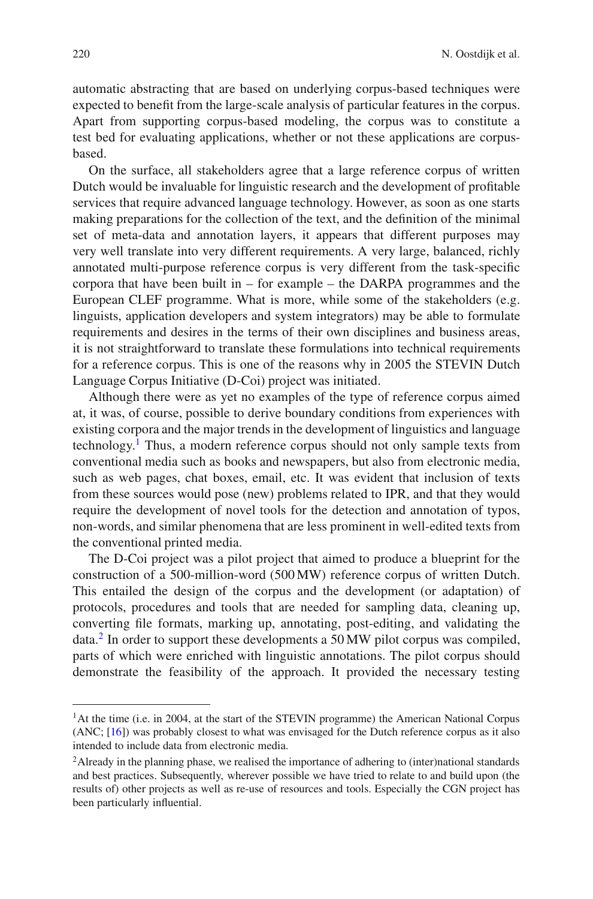automatic abstracting that are based on underlying corpus-based techniques were expected to benefit from the large-scale analysis of particular features in the corpus. Apart from supporting corpus-based modeling, the corpus was to constitute a test bed for evaluating applications, whether or not these applications are corpus-based.

On the surface, all stakeholders agree that a large reference corpus of written Dutch would be invaluable for linguistic research and the development of profitable services that require advanced language technology. However, as soon as one starts making preparations for the collection of the text, and the definition of the minimal set of meta-data and annotation layers, it appears that different purposes may very well translate into very different requirements. A very large, balanced, richly annotated multi-purpose reference corpus is very different from the task-specific corpora that have been built in – for example – the DARPA programmes and the European CLEF programme. What is more, while some of the stakeholders (e.g. linguists, application developers and system integrators) may be able to formulate requirements and desires in the terms of their own disciplines and business areas, it is not straightforward to translate these formulations into technical requirements for a reference corpus. This is one of the reasons why in 2005 the STEVIN Dutch Language Corpus Initiative (D-Coi) project was initiated.

Although there were as yet no examples of the type of reference corpus aimed at, it was, of course, possible to derive boundary conditions from experiences with existing corpora and the major trends in the development of linguistics and language technology.[1] Thus, a modern reference corpus should not only sample texts from conventional media such as books and newspapers, but also from electronic media, such as web pages, chat boxes, email, etc. It was evident that inclusion of texts from these sources would pose (new) problems related to IPR, and that they would require the development of novel tools for the detection and annotation of typos, non-words, and similar phenomena that are less prominent in well-edited texts from the conventional printed media.

The D-Coi project was a pilot project that aimed to produce a blueprint for the construction of a 500-million-word (500 MW) reference corpus of written Dutch. This entailed the design of the corpus and the development (or adaptation) of protocols, procedures and tools that are needed for sampling data, cleaning up, converting file formats, marking up, annotating, post-editing, and validating the data.[2] In order to support these developments a 50 MW pilot corpus was compiled, parts of which were enriched with linguistic annotations. The pilot corpus should demonstrate the feasibility of the approach. It provided the necessary testing

---

[1] At the time (i.e. in 2004, at the start of the STEVIN programme) the American National Corpus (ANC; [16]) was probably closest to what was envisaged for the Dutch reference corpus as it also intended to include data from electronic media.

[2] Already in the planning phase, we realised the importance of adhering to (inter)national standards and best practices. Subsequently, wherever possible we have tried to relate to and build upon (the results of) other projects as well as re-use of resources and tools. Especially the CGN project has been particularly influential.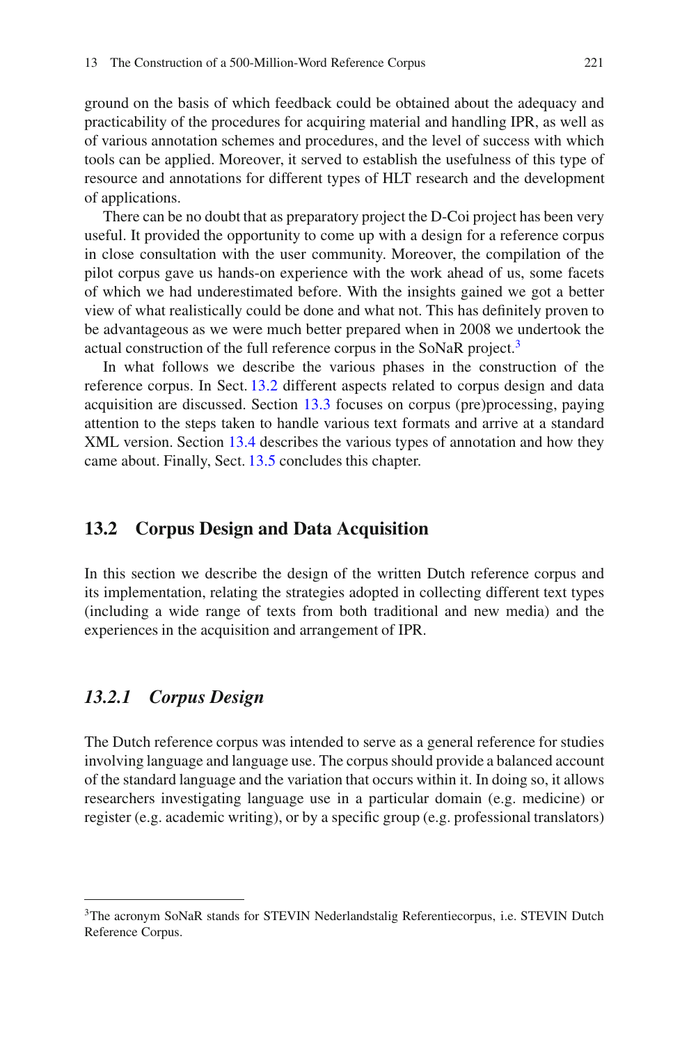ground on the basis of which feedback could be obtained about the adequacy and practicability of the procedures for acquiring material and handling IPR, as well as of various annotation schemes and procedures, and the level of success with which tools can be applied. Moreover, it served to establish the usefulness of this type of resource and annotations for different types of HLT research and the development of applications.

There can be no doubt that as preparatory project the D-Coi project has been very useful. It provided the opportunity to come up with a design for a reference corpus in close consultation with the user community. Moreover, the compilation of the pilot corpus gave us hands-on experience with the work ahead of us, some facets of which we had underestimated before. With the insights gained we got a better view of what realistically could be done and what not. This has definitely proven to be advantageous as we were much better prepared when in 2008 we undertook the actual construction of the full reference corpus in the SoNaR project.[3]

In what follows we describe the various phases in the construction of the reference corpus. In Sect. 13.2 different aspects related to corpus design and data acquisition are discussed. Section 13.3 focuses on corpus (pre)processing, paying attention to the steps taken to handle various text formats and arrive at a standard XML version. Section 13.4 describes the various types of annotation and how they came about. Finally, Sect. 13.5 concludes this chapter.

## 13.2 Corpus Design and Data Acquisition

In this section we describe the design of the written Dutch reference corpus and its implementation, relating the strategies adopted in collecting different text types (including a wide range of texts from both traditional and new media) and the experiences in the acquisition and arrangement of IPR.

### *13.2.1 Corpus Design*

The Dutch reference corpus was intended to serve as a general reference for studies involving language and language use. The corpus should provide a balanced account of the standard language and the variation that occurs within it. In doing so, it allows researchers investigating language use in a particular domain (e.g. medicine) or register (e.g. academic writing), or by a specific group (e.g. professional translators)

---

[3] The acronym SoNaR stands for STEVIN Nederlandstalig Referentiecorpus, i.e. STEVIN Dutch Reference Corpus.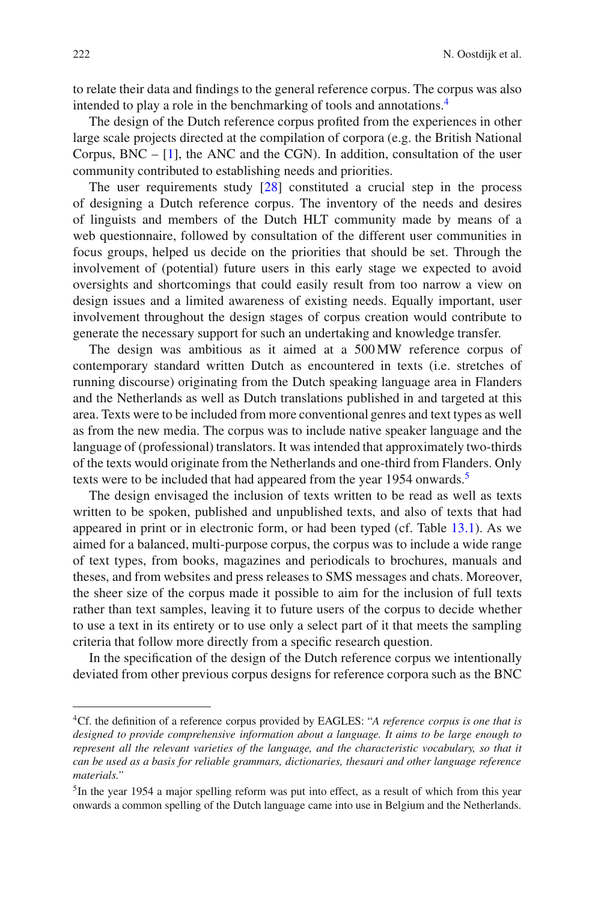to relate their data and findings to the general reference corpus. The corpus was also intended to play a role in the benchmarking of tools and annotations.[4]

The design of the Dutch reference corpus profited from the experiences in other large scale projects directed at the compilation of corpora (e.g. the British National Corpus, BNC – [1], the ANC and the CGN). In addition, consultation of the user community contributed to establishing needs and priorities.

The user requirements study [28] constituted a crucial step in the process of designing a Dutch reference corpus. The inventory of the needs and desires of linguists and members of the Dutch HLT community made by means of a web questionnaire, followed by consultation of the different user communities in focus groups, helped us decide on the priorities that should be set. Through the involvement of (potential) future users in this early stage we expected to avoid oversights and shortcomings that could easily result from too narrow a view on design issues and a limited awareness of existing needs. Equally important, user involvement throughout the design stages of corpus creation would contribute to generate the necessary support for such an undertaking and knowledge transfer.

The design was ambitious as it aimed at a 500 MW reference corpus of contemporary standard written Dutch as encountered in texts (i.e. stretches of running discourse) originating from the Dutch speaking language area in Flanders and the Netherlands as well as Dutch translations published in and targeted at this area. Texts were to be included from more conventional genres and text types as well as from the new media. The corpus was to include native speaker language and the language of (professional) translators. It was intended that approximately two-thirds of the texts would originate from the Netherlands and one-third from Flanders. Only texts were to be included that had appeared from the year 1954 onwards.[5]

The design envisaged the inclusion of texts written to be read as well as texts written to be spoken, published and unpublished texts, and also of texts that had appeared in print or in electronic form, or had been typed (cf. Table 13.1). As we aimed for a balanced, multi-purpose corpus, the corpus was to include a wide range of text types, from books, magazines and periodicals to brochures, manuals and theses, and from websites and press releases to SMS messages and chats. Moreover, the sheer size of the corpus made it possible to aim for the inclusion of full texts rather than text samples, leaving it to future users of the corpus to decide whether to use a text in its entirety or to use only a select part of it that meets the sampling criteria that follow more directly from a specific research question.

In the specification of the design of the Dutch reference corpus we intentionally deviated from other previous corpus designs for reference corpora such as the BNC

---

[4]Cf. the definition of a reference corpus provided by EAGLES: "*A reference corpus is one that is designed to provide comprehensive information about a language. It aims to be large enough to represent all the relevant varieties of the language, and the characteristic vocabulary, so that it can be used as a basis for reliable grammars, dictionaries, thesauri and other language reference materials.*"

[5]In the year 1954 a major spelling reform was put into effect, as a result of which from this year onwards a common spelling of the Dutch language came into use in Belgium and the Netherlands.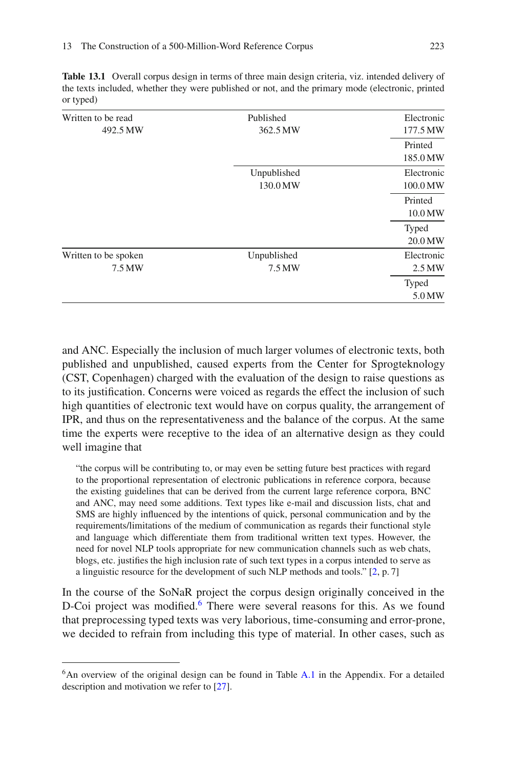**Table 13.1** Overall corpus design in terms of three main design criteria, viz. intended delivery of the texts included, whether they were published or not, and the primary mode (electronic, printed or typed)

| | | |
|---|---|---|
| Written to be read 492.5 MW | Published 362.5 MW | Electronic 177.5 MW |
| | | Printed 185.0 MW |
| | Unpublished 130.0 MW | Electronic 100.0 MW |
| | | Printed 10.0 MW |
| | | Typed 20.0 MW |
| Written to be spoken 7.5 MW | Unpublished 7.5 MW | Electronic 2.5 MW |
| | | Typed 5.0 MW |

and ANC. Especially the inclusion of much larger volumes of electronic texts, both published and unpublished, caused experts from the Center for Sprogteknology (CST, Copenhagen) charged with the evaluation of the design to raise questions as to its justification. Concerns were voiced as regards the effect the inclusion of such high quantities of electronic text would have on corpus quality, the arrangement of IPR, and thus on the representativeness and the balance of the corpus. At the same time the experts were receptive to the idea of an alternative design as they could well imagine that

> "the corpus will be contributing to, or may even be setting future best practices with regard to the proportional representation of electronic publications in reference corpora, because the existing guidelines that can be derived from the current large reference corpora, BNC and ANC, may need some additions. Text types like e-mail and discussion lists, chat and SMS are highly influenced by the intentions of quick, personal communication and by the requirements/limitations of the medium of communication as regards their functional style and language which differentiate them from traditional written text types. However, the need for novel NLP tools appropriate for new communication channels such as web chats, blogs, etc. justifies the high inclusion rate of such text types in a corpus intended to serve as a linguistic resource for the development of such NLP methods and tools." [2, p. 7]

In the course of the SoNaR project the corpus design originally conceived in the D-Coi project was modified.[6] There were several reasons for this. As we found that preprocessing typed texts was very laborious, time-consuming and error-prone, we decided to refrain from including this type of material. In other cases, such as

[6] An overview of the original design can be found in Table A.1 in the Appendix. For a detailed description and motivation we refer to [27].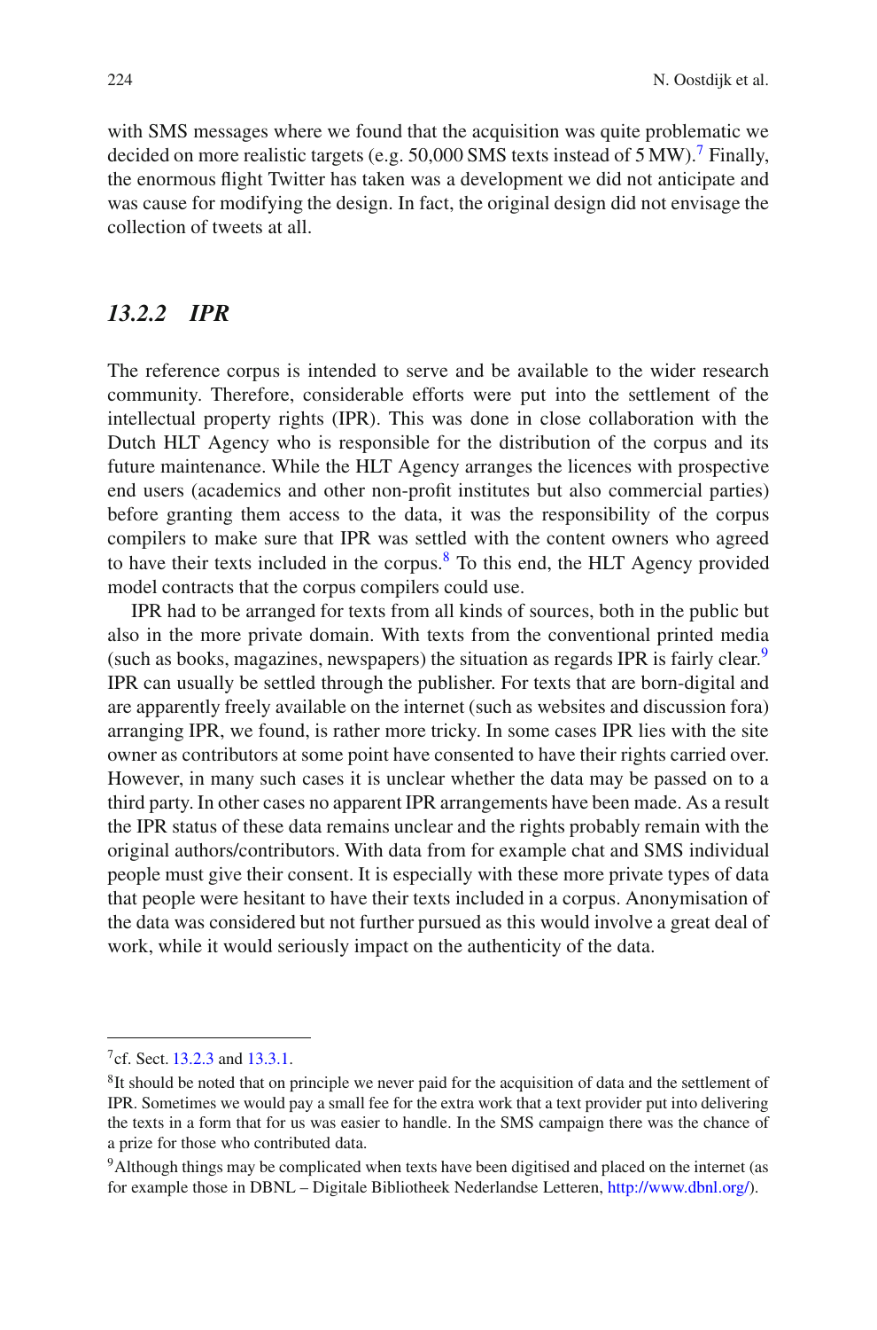with SMS messages where we found that the acquisition was quite problematic we decided on more realistic targets (e.g. 50,000 SMS texts instead of 5 MW).[7] Finally, the enormous flight Twitter has taken was a development we did not anticipate and was cause for modifying the design. In fact, the original design did not envisage the collection of tweets at all.

### *13.2.2 IPR*

The reference corpus is intended to serve and be available to the wider research community. Therefore, considerable efforts were put into the settlement of the intellectual property rights (IPR). This was done in close collaboration with the Dutch HLT Agency who is responsible for the distribution of the corpus and its future maintenance. While the HLT Agency arranges the licences with prospective end users (academics and other non-profit institutes but also commercial parties) before granting them access to the data, it was the responsibility of the corpus compilers to make sure that IPR was settled with the content owners who agreed to have their texts included in the corpus.[8] To this end, the HLT Agency provided model contracts that the corpus compilers could use.

IPR had to be arranged for texts from all kinds of sources, both in the public but also in the more private domain. With texts from the conventional printed media (such as books, magazines, newspapers) the situation as regards IPR is fairly clear.[9] IPR can usually be settled through the publisher. For texts that are born-digital and are apparently freely available on the internet (such as websites and discussion fora) arranging IPR, we found, is rather more tricky. In some cases IPR lies with the site owner as contributors at some point have consented to have their rights carried over. However, in many such cases it is unclear whether the data may be passed on to a third party. In other cases no apparent IPR arrangements have been made. As a result the IPR status of these data remains unclear and the rights probably remain with the original authors/contributors. With data from for example chat and SMS individual people must give their consent. It is especially with these more private types of data that people were hesitant to have their texts included in a corpus. Anonymisation of the data was considered but not further pursued as this would involve a great deal of work, while it would seriously impact on the authenticity of the data.

---

[7] cf. Sect. 13.2.3 and 13.3.1.

[8] It should be noted that on principle we never paid for the acquisition of data and the settlement of IPR. Sometimes we would pay a small fee for the extra work that a text provider put into delivering the texts in a form that for us was easier to handle. In the SMS campaign there was the chance of a prize for those who contributed data.

[9] Although things may be complicated when texts have been digitised and placed on the internet (as for example those in DBNL – Digitale Bibliotheek Nederlandse Letteren, http://www.dbnl.org/).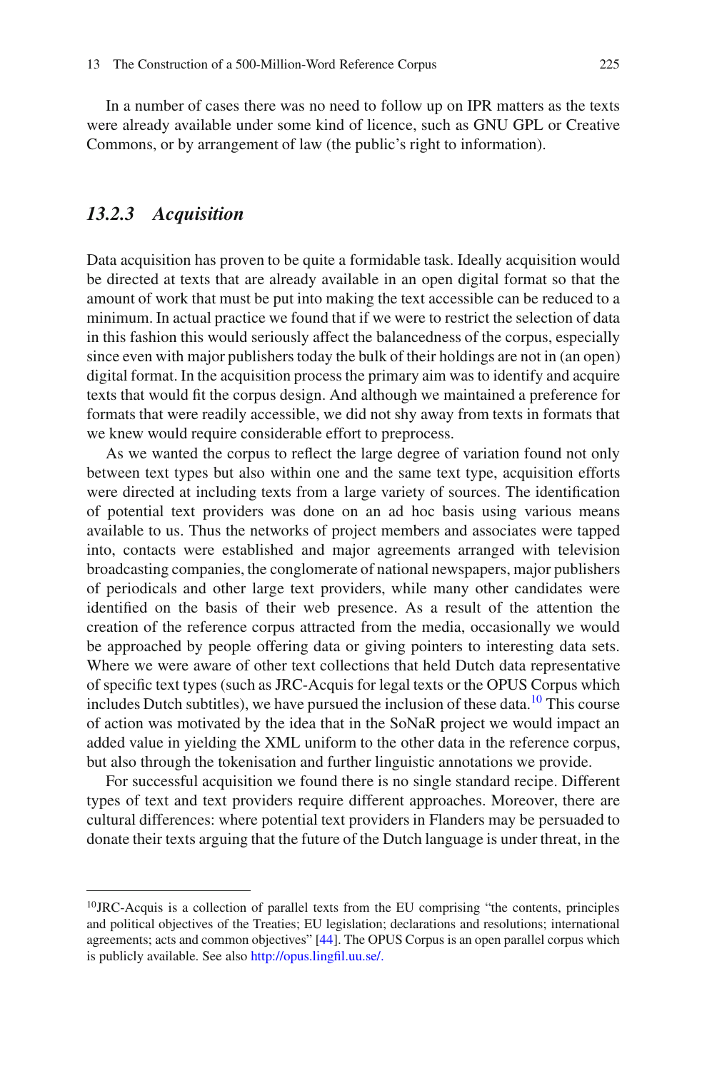In a number of cases there was no need to follow up on IPR matters as the texts were already available under some kind of licence, such as GNU GPL or Creative Commons, or by arrangement of law (the public's right to information).

### *13.2.3 Acquisition*

Data acquisition has proven to be quite a formidable task. Ideally acquisition would be directed at texts that are already available in an open digital format so that the amount of work that must be put into making the text accessible can be reduced to a minimum. In actual practice we found that if we were to restrict the selection of data in this fashion this would seriously affect the balancedness of the corpus, especially since even with major publishers today the bulk of their holdings are not in (an open) digital format. In the acquisition process the primary aim was to identify and acquire texts that would fit the corpus design. And although we maintained a preference for formats that were readily accessible, we did not shy away from texts in formats that we knew would require considerable effort to preprocess.

As we wanted the corpus to reflect the large degree of variation found not only between text types but also within one and the same text type, acquisition efforts were directed at including texts from a large variety of sources. The identification of potential text providers was done on an ad hoc basis using various means available to us. Thus the networks of project members and associates were tapped into, contacts were established and major agreements arranged with television broadcasting companies, the conglomerate of national newspapers, major publishers of periodicals and other large text providers, while many other candidates were identified on the basis of their web presence. As a result of the attention the creation of the reference corpus attracted from the media, occasionally we would be approached by people offering data or giving pointers to interesting data sets. Where we were aware of other text collections that held Dutch data representative of specific text types (such as JRC-Acquis for legal texts or the OPUS Corpus which includes Dutch subtitles), we have pursued the inclusion of these data.[10] This course of action was motivated by the idea that in the SoNaR project we would impact an added value in yielding the XML uniform to the other data in the reference corpus, but also through the tokenisation and further linguistic annotations we provide.

For successful acquisition we found there is no single standard recipe. Different types of text and text providers require different approaches. Moreover, there are cultural differences: where potential text providers in Flanders may be persuaded to donate their texts arguing that the future of the Dutch language is under threat, in the

---

[10] JRC-Acquis is a collection of parallel texts from the EU comprising "the contents, principles and political objectives of the Treaties; EU legislation; declarations and resolutions; international agreements; acts and common objectives" [44]. The OPUS Corpus is an open parallel corpus which is publicly available. See also http://opus.lingfil.uu.se/.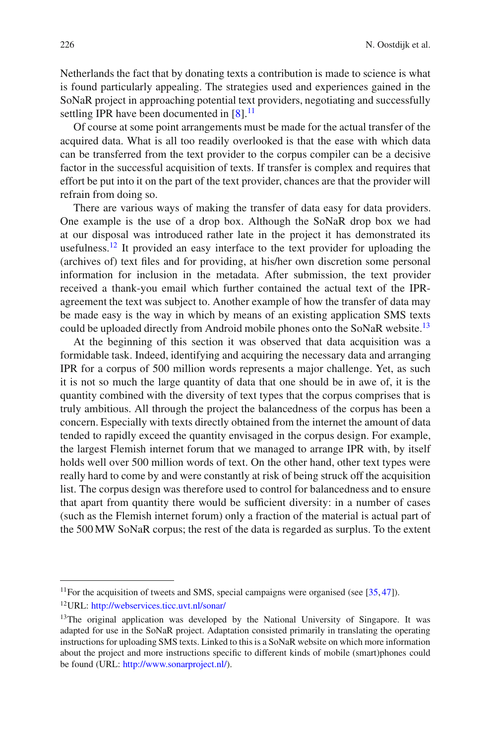Netherlands the fact that by donating texts a contribution is made to science is what is found particularly appealing. The strategies used and experiences gained in the SoNaR project in approaching potential text providers, negotiating and successfully settling IPR have been documented in [8].[11]

Of course at some point arrangements must be made for the actual transfer of the acquired data. What is all too readily overlooked is that the ease with which data can be transferred from the text provider to the corpus compiler can be a decisive factor in the successful acquisition of texts. If transfer is complex and requires that effort be put into it on the part of the text provider, chances are that the provider will refrain from doing so.

There are various ways of making the transfer of data easy for data providers. One example is the use of a drop box. Although the SoNaR drop box we had at our disposal was introduced rather late in the project it has demonstrated its usefulness.[12] It provided an easy interface to the text provider for uploading the (archives of) text files and for providing, at his/her own discretion some personal information for inclusion in the metadata. After submission, the text provider received a thank-you email which further contained the actual text of the IPR-agreement the text was subject to. Another example of how the transfer of data may be made easy is the way in which by means of an existing application SMS texts could be uploaded directly from Android mobile phones onto the SoNaR website.[13]

At the beginning of this section it was observed that data acquisition was a formidable task. Indeed, identifying and acquiring the necessary data and arranging IPR for a corpus of 500 million words represents a major challenge. Yet, as such it is not so much the large quantity of data that one should be in awe of, it is the quantity combined with the diversity of text types that the corpus comprises that is truly ambitious. All through the project the balancedness of the corpus has been a concern. Especially with texts directly obtained from the internet the amount of data tended to rapidly exceed the quantity envisaged in the corpus design. For example, the largest Flemish internet forum that we managed to arrange IPR with, by itself holds well over 500 million words of text. On the other hand, other text types were really hard to come by and were constantly at risk of being struck off the acquisition list. The corpus design was therefore used to control for balancedness and to ensure that apart from quantity there would be sufficient diversity: in a number of cases (such as the Flemish internet forum) only a fraction of the material is actual part of the 500 MW SoNaR corpus; the rest of the data is regarded as surplus. To the extent

---

[11] For the acquisition of tweets and SMS, special campaigns were organised (see [35, 47]).

[12] URL: http://webservices.ticc.uvt.nl/sonar/

[13] The original application was developed by the National University of Singapore. It was adapted for use in the SoNaR project. Adaptation consisted primarily in translating the operating instructions for uploading SMS texts. Linked to this is a SoNaR website on which more information about the project and more instructions specific to different kinds of mobile (smart)phones could be found (URL: http://www.sonarproject.nl/).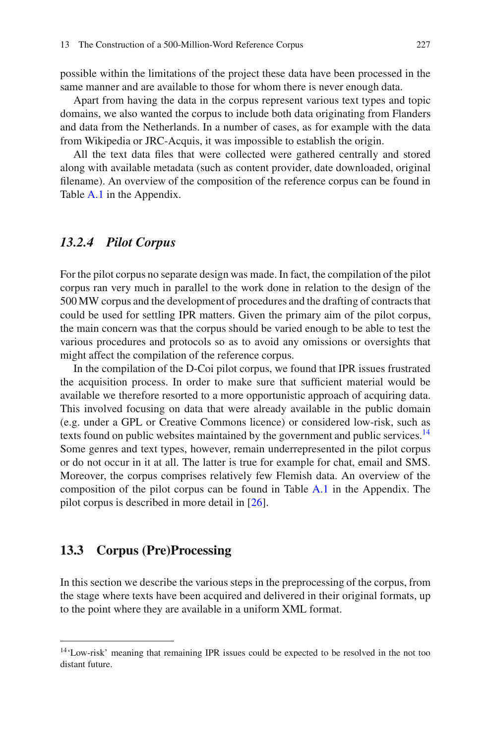possible within the limitations of the project these data have been processed in the same manner and are available to those for whom there is never enough data.

Apart from having the data in the corpus represent various text types and topic domains, we also wanted the corpus to include both data originating from Flanders and data from the Netherlands. In a number of cases, as for example with the data from Wikipedia or JRC-Acquis, it was impossible to establish the origin.

All the text data files that were collected were gathered centrally and stored along with available metadata (such as content provider, date downloaded, original filename). An overview of the composition of the reference corpus can be found in Table A.1 in the Appendix.

### *13.2.4 Pilot Corpus*

For the pilot corpus no separate design was made. In fact, the compilation of the pilot corpus ran very much in parallel to the work done in relation to the design of the 500 MW corpus and the development of procedures and the drafting of contracts that could be used for settling IPR matters. Given the primary aim of the pilot corpus, the main concern was that the corpus should be varied enough to be able to test the various procedures and protocols so as to avoid any omissions or oversights that might affect the compilation of the reference corpus.

In the compilation of the D-Coi pilot corpus, we found that IPR issues frustrated the acquisition process. In order to make sure that sufficient material would be available we therefore resorted to a more opportunistic approach of acquiring data. This involved focusing on data that were already available in the public domain (e.g. under a GPL or Creative Commons licence) or considered low-risk, such as texts found on public websites maintained by the government and public services.[14] Some genres and text types, however, remain underrepresented in the pilot corpus or do not occur in it at all. The latter is true for example for chat, email and SMS. Moreover, the corpus comprises relatively few Flemish data. An overview of the composition of the pilot corpus can be found in Table A.1 in the Appendix. The pilot corpus is described in more detail in [26].

## 13.3 Corpus (Pre)Processing

In this section we describe the various steps in the preprocessing of the corpus, from the stage where texts have been acquired and delivered in their original formats, up to the point where they are available in a uniform XML format.

---

[14] 'Low-risk' meaning that remaining IPR issues could be expected to be resolved in the not too distant future.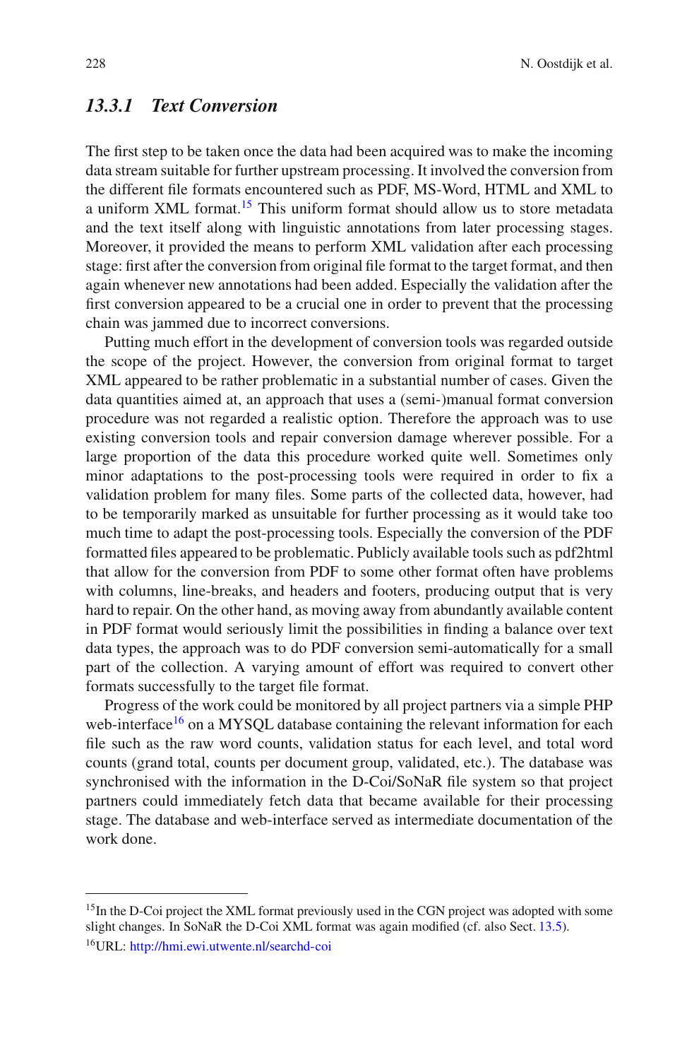### 13.3.1 Text Conversion

The first step to be taken once the data had been acquired was to make the incoming data stream suitable for further upstream processing. It involved the conversion from the different file formats encountered such as PDF, MS-Word, HTML and XML to a uniform XML format.[15] This uniform format should allow us to store metadata and the text itself along with linguistic annotations from later processing stages. Moreover, it provided the means to perform XML validation after each processing stage: first after the conversion from original file format to the target format, and then again whenever new annotations had been added. Especially the validation after the first conversion appeared to be a crucial one in order to prevent that the processing chain was jammed due to incorrect conversions.

Putting much effort in the development of conversion tools was regarded outside the scope of the project. However, the conversion from original format to target XML appeared to be rather problematic in a substantial number of cases. Given the data quantities aimed at, an approach that uses a (semi-)manual format conversion procedure was not regarded a realistic option. Therefore the approach was to use existing conversion tools and repair conversion damage wherever possible. For a large proportion of the data this procedure worked quite well. Sometimes only minor adaptations to the post-processing tools were required in order to fix a validation problem for many files. Some parts of the collected data, however, had to be temporarily marked as unsuitable for further processing as it would take too much time to adapt the post-processing tools. Especially the conversion of the PDF formatted files appeared to be problematic. Publicly available tools such as pdf2html that allow for the conversion from PDF to some other format often have problems with columns, line-breaks, and headers and footers, producing output that is very hard to repair. On the other hand, as moving away from abundantly available content in PDF format would seriously limit the possibilities in finding a balance over text data types, the approach was to do PDF conversion semi-automatically for a small part of the collection. A varying amount of effort was required to convert other formats successfully to the target file format.

Progress of the work could be monitored by all project partners via a simple PHP web-interface[16] on a MYSQL database containing the relevant information for each file such as the raw word counts, validation status for each level, and total word counts (grand total, counts per document group, validated, etc.). The database was synchronised with the information in the D-Coi/SoNaR file system so that project partners could immediately fetch data that became available for their processing stage. The database and web-interface served as intermediate documentation of the work done.

---

[15] In the D-Coi project the XML format previously used in the CGN project was adopted with some slight changes. In SoNaR the D-Coi XML format was again modified (cf. also Sect. 13.5).

[16] URL: http://hmi.ewi.utwente.nl/searchd-coi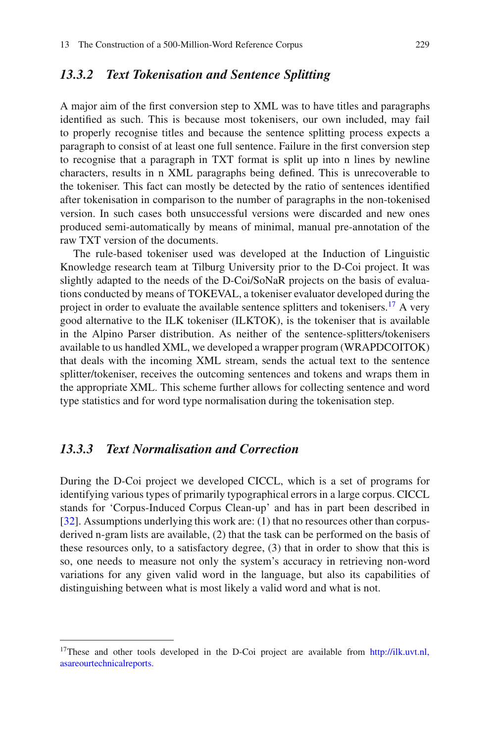### 13.3.2 Text Tokenisation and Sentence Splitting

A major aim of the first conversion step to XML was to have titles and paragraphs identified as such. This is because most tokenisers, our own included, may fail to properly recognise titles and because the sentence splitting process expects a paragraph to consist of at least one full sentence. Failure in the first conversion step to recognise that a paragraph in TXT format is split up into n lines by newline characters, results in n XML paragraphs being defined. This is unrecoverable to the tokeniser. This fact can mostly be detected by the ratio of sentences identified after tokenisation in comparison to the number of paragraphs in the non-tokenised version. In such cases both unsuccessful versions were discarded and new ones produced semi-automatically by means of minimal, manual pre-annotation of the raw TXT version of the documents.

The rule-based tokeniser used was developed at the Induction of Linguistic Knowledge research team at Tilburg University prior to the D-Coi project. It was slightly adapted to the needs of the D-Coi/SoNaR projects on the basis of evaluations conducted by means of TOKEVAL, a tokeniser evaluator developed during the project in order to evaluate the available sentence splitters and tokenisers.[17] A very good alternative to the ILK tokeniser (ILKTOK), is the tokeniser that is available in the Alpino Parser distribution. As neither of the sentence-splitters/tokenisers available to us handled XML, we developed a wrapper program (WRAPDCOITOK) that deals with the incoming XML stream, sends the actual text to the sentence splitter/tokeniser, receives the outcoming sentences and tokens and wraps them in the appropriate XML. This scheme further allows for collecting sentence and word type statistics and for word type normalisation during the tokenisation step.

### 13.3.3 Text Normalisation and Correction

During the D-Coi project we developed CICCL, which is a set of programs for identifying various types of primarily typographical errors in a large corpus. CICCL stands for 'Corpus-Induced Corpus Clean-up' and has in part been described in [32]. Assumptions underlying this work are: (1) that no resources other than corpus-derived n-gram lists are available, (2) that the task can be performed on the basis of these resources only, to a satisfactory degree, (3) that in order to show that this is so, one needs to measure not only the system's accuracy in retrieving non-word variations for any given valid word in the language, but also its capabilities of distinguishing between what is most likely a valid word and what is not.

---

[17]These and other tools developed in the D-Coi project are available from http://ilk.uvt.nl, as are our technical reports.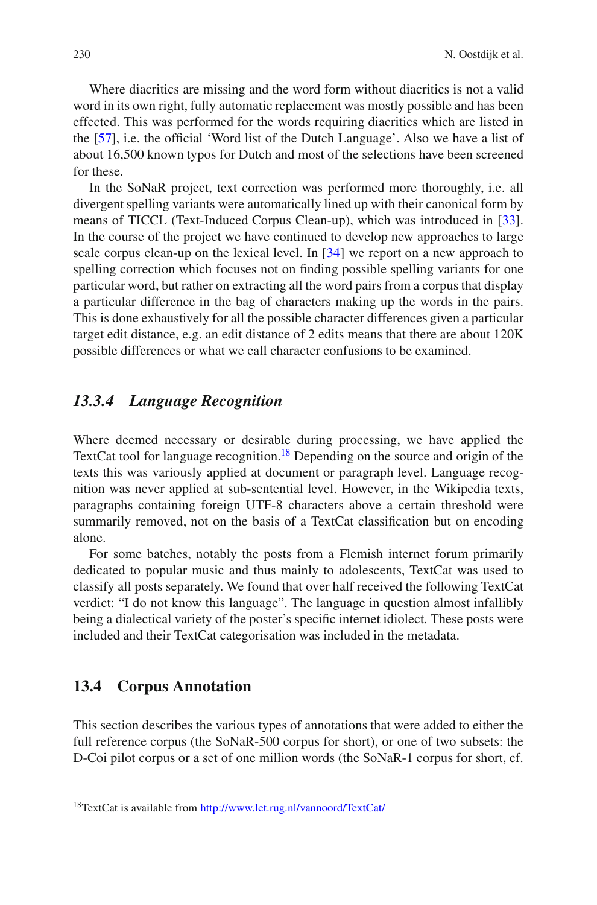Where diacritics are missing and the word form without diacritics is not a valid word in its own right, fully automatic replacement was mostly possible and has been effected. This was performed for the words requiring diacritics which are listed in the [57], i.e. the official ‘Word list of the Dutch Language’. Also we have a list of about 16,500 known typos for Dutch and most of the selections have been screened for these.

In the SoNaR project, text correction was performed more thoroughly, i.e. all divergent spelling variants were automatically lined up with their canonical form by means of TICCL (Text-Induced Corpus Clean-up), which was introduced in [33]. In the course of the project we have continued to develop new approaches to large scale corpus clean-up on the lexical level. In [34] we report on a new approach to spelling correction which focuses not on finding possible spelling variants for one particular word, but rather on extracting all the word pairs from a corpus that display a particular difference in the bag of characters making up the words in the pairs. This is done exhaustively for all the possible character differences given a particular target edit distance, e.g. an edit distance of 2 edits means that there are about 120K possible differences or what we call character confusions to be examined.

### *13.3.4 Language Recognition*

Where deemed necessary or desirable during processing, we have applied the TextCat tool for language recognition.[18] Depending on the source and origin of the texts this was variously applied at document or paragraph level. Language recognition was never applied at sub-sentential level. However, in the Wikipedia texts, paragraphs containing foreign UTF-8 characters above a certain threshold were summarily removed, not on the basis of a TextCat classification but on encoding alone.

For some batches, notably the posts from a Flemish internet forum primarily dedicated to popular music and thus mainly to adolescents, TextCat was used to classify all posts separately. We found that over half received the following TextCat verdict: “I do not know this language”. The language in question almost infallibly being a dialectical variety of the poster’s specific internet idiolect. These posts were included and their TextCat categorisation was included in the metadata.

## 13.4 Corpus Annotation

This section describes the various types of annotations that were added to either the full reference corpus (the SoNaR-500 corpus for short), or one of two subsets: the D-Coi pilot corpus or a set of one million words (the SoNaR-1 corpus for short, cf.

[18] TextCat is available from http://www.let.rug.nl/vannoord/TextCat/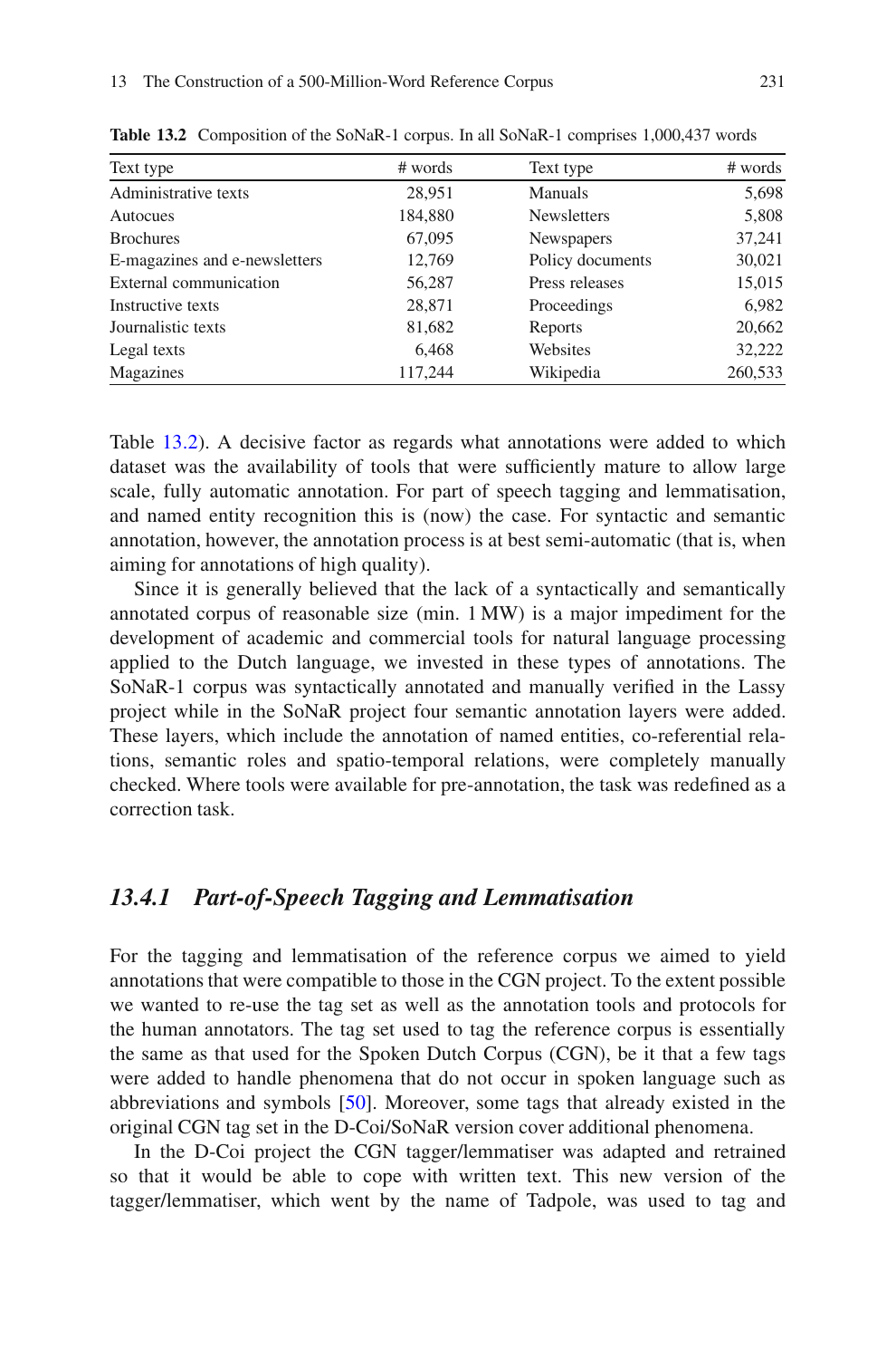**Table 13.2** Composition of the SoNaR-1 corpus. In all SoNaR-1 comprises 1,000,437 words

| Text type | # words | Text type | # words |
|---|---|---|---|
| Administrative texts | 28,951 | Manuals | 5,698 |
| Autocues | 184,880 | Newsletters | 5,808 |
| Brochures | 67,095 | Newspapers | 37,241 |
| E-magazines and e-newsletters | 12,769 | Policy documents | 30,021 |
| External communication | 56,287 | Press releases | 15,015 |
| Instructive texts | 28,871 | Proceedings | 6,982 |
| Journalistic texts | 81,682 | Reports | 20,662 |
| Legal texts | 6,468 | Websites | 32,222 |
| Magazines | 117,244 | Wikipedia | 260,533 |

Table 13.2). A decisive factor as regards what annotations were added to which dataset was the availability of tools that were sufficiently mature to allow large scale, fully automatic annotation. For part of speech tagging and lemmatisation, and named entity recognition this is (now) the case. For syntactic and semantic annotation, however, the annotation process is at best semi-automatic (that is, when aiming for annotations of high quality).

Since it is generally believed that the lack of a syntactically and semantically annotated corpus of reasonable size (min. 1 MW) is a major impediment for the development of academic and commercial tools for natural language processing applied to the Dutch language, we invested in these types of annotations. The SoNaR-1 corpus was syntactically annotated and manually verified in the Lassy project while in the SoNaR project four semantic annotation layers were added. These layers, which include the annotation of named entities, co-referential relations, semantic roles and spatio-temporal relations, were completely manually checked. Where tools were available for pre-annotation, the task was redefined as a correction task.

### *13.4.1 Part-of-Speech Tagging and Lemmatisation*

For the tagging and lemmatisation of the reference corpus we aimed to yield annotations that were compatible to those in the CGN project. To the extent possible we wanted to re-use the tag set as well as the annotation tools and protocols for the human annotators. The tag set used to tag the reference corpus is essentially the same as that used for the Spoken Dutch Corpus (CGN), be it that a few tags were added to handle phenomena that do not occur in spoken language such as abbreviations and symbols [50]. Moreover, some tags that already existed in the original CGN tag set in the D-Coi/SoNaR version cover additional phenomena.

In the D-Coi project the CGN tagger/lemmatiser was adapted and retrained so that it would be able to cope with written text. This new version of the tagger/lemmatiser, which went by the name of Tadpole, was used to tag and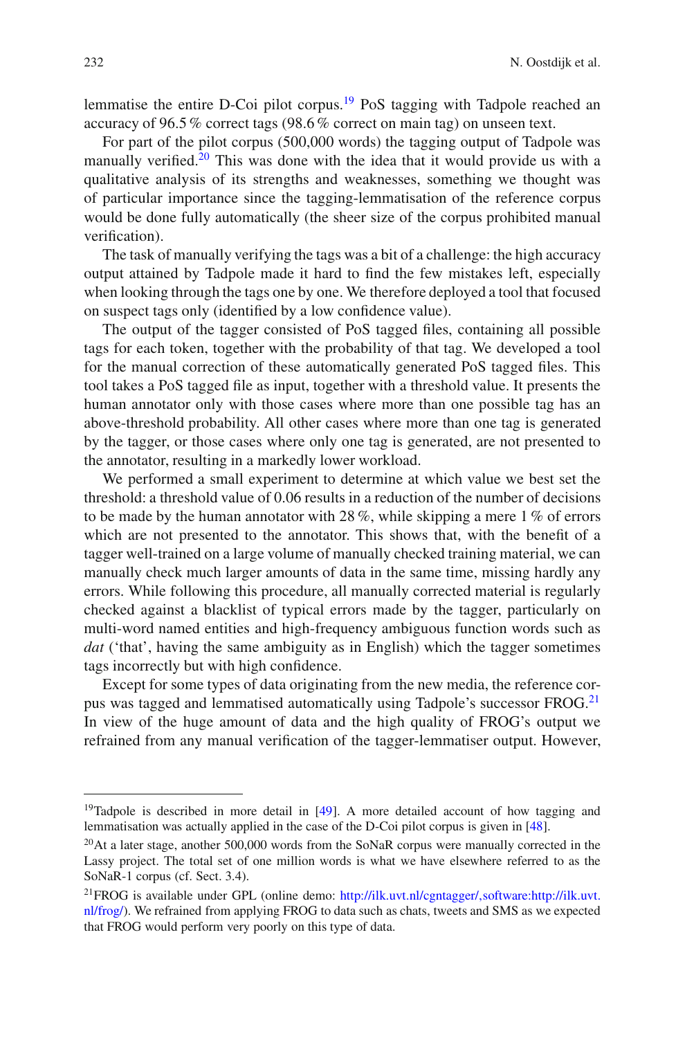lemmatise the entire D-Coi pilot corpus.[19] PoS tagging with Tadpole reached an accuracy of 96.5 % correct tags (98.6 % correct on main tag) on unseen text.

For part of the pilot corpus (500,000 words) the tagging output of Tadpole was manually verified.[20] This was done with the idea that it would provide us with a qualitative analysis of its strengths and weaknesses, something we thought was of particular importance since the tagging-lemmatisation of the reference corpus would be done fully automatically (the sheer size of the corpus prohibited manual verification).

The task of manually verifying the tags was a bit of a challenge: the high accuracy output attained by Tadpole made it hard to find the few mistakes left, especially when looking through the tags one by one. We therefore deployed a tool that focused on suspect tags only (identified by a low confidence value).

The output of the tagger consisted of PoS tagged files, containing all possible tags for each token, together with the probability of that tag. We developed a tool for the manual correction of these automatically generated PoS tagged files. This tool takes a PoS tagged file as input, together with a threshold value. It presents the human annotator only with those cases where more than one possible tag has an above-threshold probability. All other cases where more than one tag is generated by the tagger, or those cases where only one tag is generated, are not presented to the annotator, resulting in a markedly lower workload.

We performed a small experiment to determine at which value we best set the threshold: a threshold value of 0.06 results in a reduction of the number of decisions to be made by the human annotator with 28 %, while skipping a mere 1 % of errors which are not presented to the annotator. This shows that, with the benefit of a tagger well-trained on a large volume of manually checked training material, we can manually check much larger amounts of data in the same time, missing hardly any errors. While following this procedure, all manually corrected material is regularly checked against a blacklist of typical errors made by the tagger, particularly on multi-word named entities and high-frequency ambiguous function words such as *dat* ('that', having the same ambiguity as in English) which the tagger sometimes tags incorrectly but with high confidence.

Except for some types of data originating from the new media, the reference corpus was tagged and lemmatised automatically using Tadpole's successor FROG.[21] In view of the huge amount of data and the high quality of FROG's output we refrained from any manual verification of the tagger-lemmatiser output. However,

---

[19] Tadpole is described in more detail in [49]. A more detailed account of how tagging and lemmatisation was actually applied in the case of the D-Coi pilot corpus is given in [48].

[20] At a later stage, another 500,000 words from the SoNaR corpus were manually corrected in the Lassy project. The total set of one million words is what we have elsewhere referred to as the SoNaR-1 corpus (cf. Sect. 3.4).

[21] FROG is available under GPL (online demo: http://ilk.uvt.nl/cgntagger/,software:http://ilk.uvt.nl/frog/). We refrained from applying FROG to data such as chats, tweets and SMS as we expected that FROG would perform very poorly on this type of data.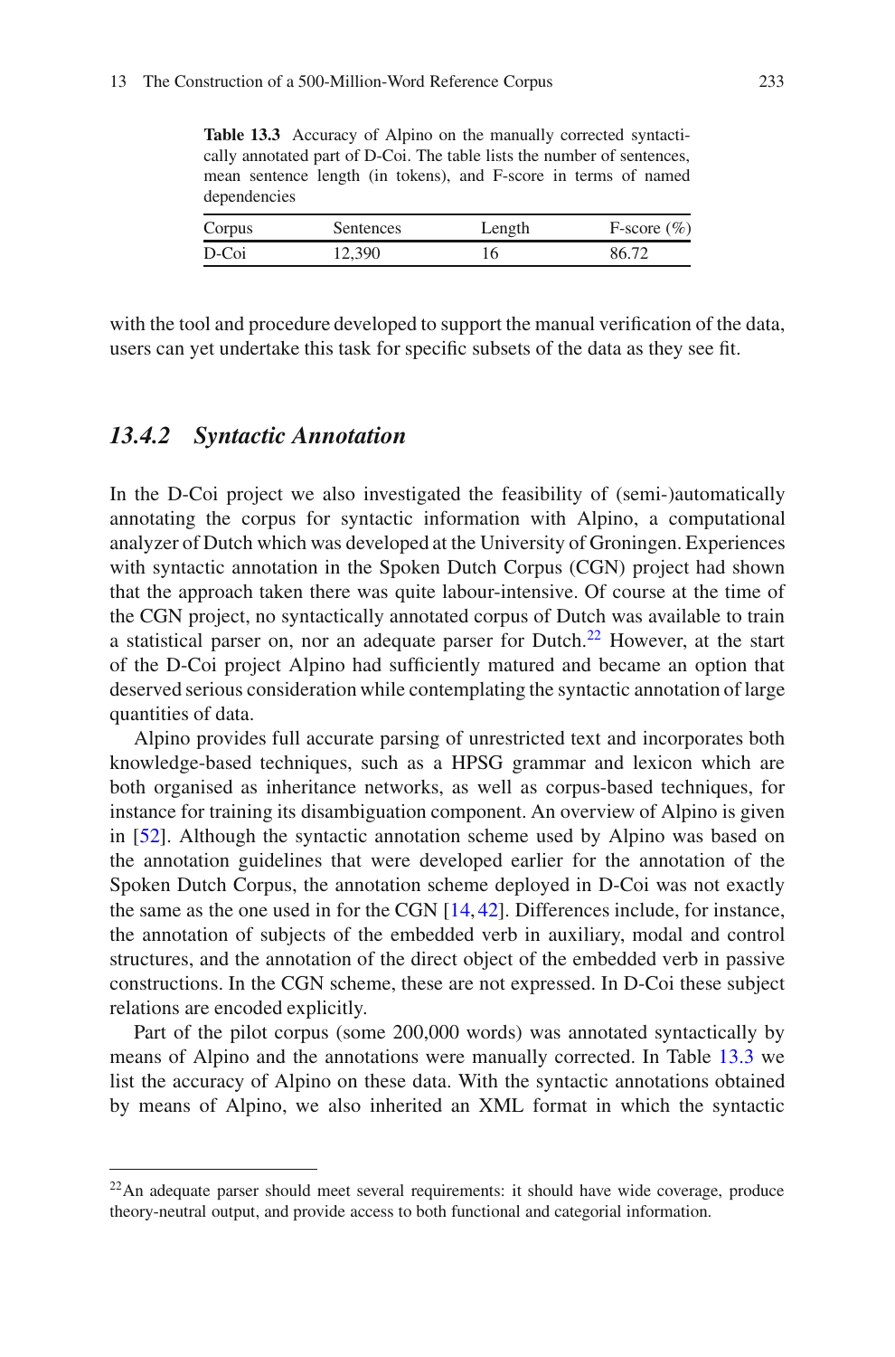**Table 13.3** Accuracy of Alpino on the manually corrected syntactically annotated part of D-Coi. The table lists the number of sentences, mean sentence length (in tokens), and F-score in terms of named dependencies

| Corpus | Sentences | Length | F-score (%) |
|---|---|---|---|
| D-Coi | 12,390 | 16 | 86.72 |

with the tool and procedure developed to support the manual verification of the data, users can yet undertake this task for specific subsets of the data as they see fit.

### *13.4.2 Syntactic Annotation*

In the D-Coi project we also investigated the feasibility of (semi-)automatically annotating the corpus for syntactic information with Alpino, a computational analyzer of Dutch which was developed at the University of Groningen. Experiences with syntactic annotation in the Spoken Dutch Corpus (CGN) project had shown that the approach taken there was quite labour-intensive. Of course at the time of the CGN project, no syntactically annotated corpus of Dutch was available to train a statistical parser on, nor an adequate parser for Dutch.[22] However, at the start of the D-Coi project Alpino had sufficiently matured and became an option that deserved serious consideration while contemplating the syntactic annotation of large quantities of data.

Alpino provides full accurate parsing of unrestricted text and incorporates both knowledge-based techniques, such as a HPSG grammar and lexicon which are both organised as inheritance networks, as well as corpus-based techniques, for instance for training its disambiguation component. An overview of Alpino is given in [52]. Although the syntactic annotation scheme used by Alpino was based on the annotation guidelines that were developed earlier for the annotation of the Spoken Dutch Corpus, the annotation scheme deployed in D-Coi was not exactly the same as the one used in for the CGN [14, 42]. Differences include, for instance, the annotation of subjects of the embedded verb in auxiliary, modal and control structures, and the annotation of the direct object of the embedded verb in passive constructions. In the CGN scheme, these are not expressed. In D-Coi these subject relations are encoded explicitly.

Part of the pilot corpus (some 200,000 words) was annotated syntactically by means of Alpino and the annotations were manually corrected. In Table 13.3 we list the accuracy of Alpino on these data. With the syntactic annotations obtained by means of Alpino, we also inherited an XML format in which the syntactic

---

[22] An adequate parser should meet several requirements: it should have wide coverage, produce theory-neutral output, and provide access to both functional and categorial information.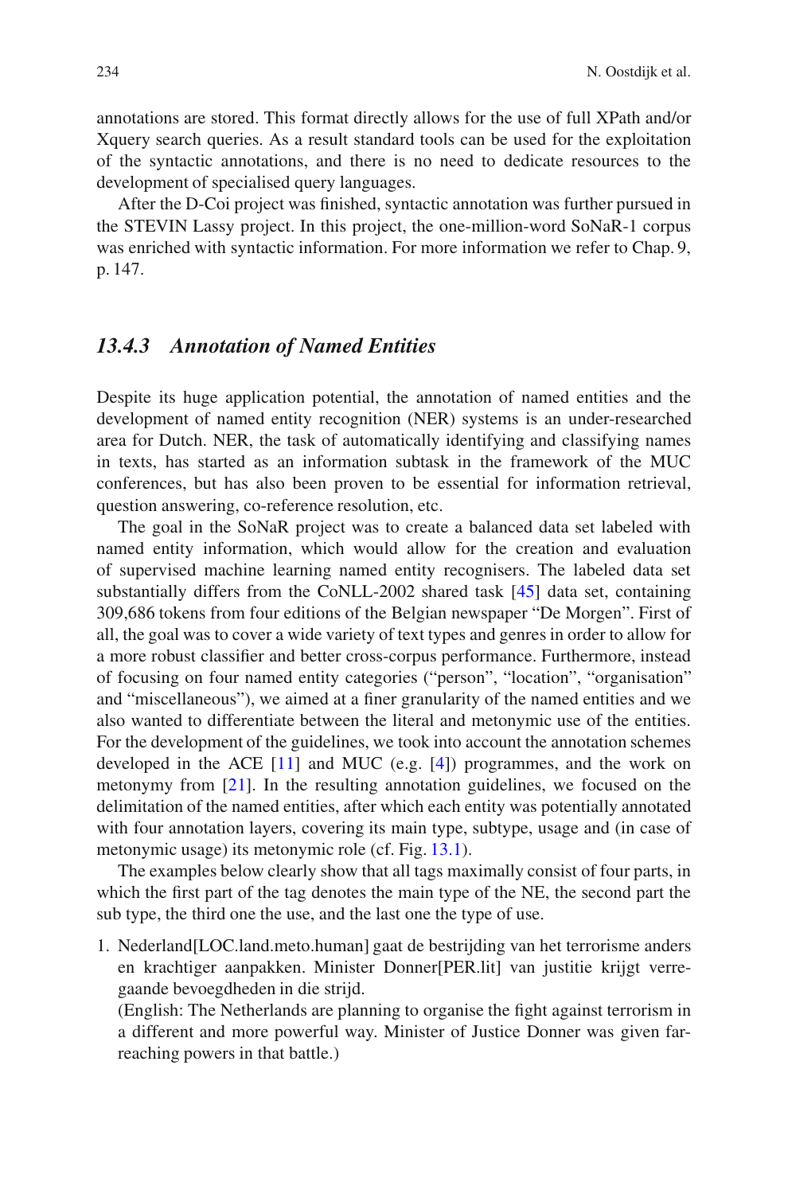annotations are stored. This format directly allows for the use of full XPath and/or Xquery search queries. As a result standard tools can be used for the exploitation of the syntactic annotations, and there is no need to dedicate resources to the development of specialised query languages.

After the D-Coi project was finished, syntactic annotation was further pursued in the STEVIN Lassy project. In this project, the one-million-word SoNaR-1 corpus was enriched with syntactic information. For more information we refer to Chap. 9, p. 147.

### *13.4.3 Annotation of Named Entities*

Despite its huge application potential, the annotation of named entities and the development of named entity recognition (NER) systems is an under-researched area for Dutch. NER, the task of automatically identifying and classifying names in texts, has started as an information subtask in the framework of the MUC conferences, but has also been proven to be essential for information retrieval, question answering, co-reference resolution, etc.

The goal in the SoNaR project was to create a balanced data set labeled with named entity information, which would allow for the creation and evaluation of supervised machine learning named entity recognisers. The labeled data set substantially differs from the CoNLL-2002 shared task [45] data set, containing 309,686 tokens from four editions of the Belgian newspaper "De Morgen". First of all, the goal was to cover a wide variety of text types and genres in order to allow for a more robust classifier and better cross-corpus performance. Furthermore, instead of focusing on four named entity categories ("person", "location", "organisation" and "miscellaneous"), we aimed at a finer granularity of the named entities and we also wanted to differentiate between the literal and metonymic use of the entities. For the development of the guidelines, we took into account the annotation schemes developed in the ACE [11] and MUC (e.g. [4]) programmes, and the work on metonymy from [21]. In the resulting annotation guidelines, we focused on the delimitation of the named entities, after which each entity was potentially annotated with four annotation layers, covering its main type, subtype, usage and (in case of metonymic usage) its metonymic role (cf. Fig. 13.1).

The examples below clearly show that all tags maximally consist of four parts, in which the first part of the tag denotes the main type of the NE, the second part the sub type, the third one the use, and the last one the type of use.

1. Nederland[LOC.land.meto.human] gaat de bestrijding van het terrorisme anders en krachtiger aanpakken. Minister Donner[PER.lit] van justitie krijgt verregaande bevoegdheden in die strijd.
   (English: The Netherlands are planning to organise the fight against terrorism in a different and more powerful way. Minister of Justice Donner was given far-reaching powers in that battle.)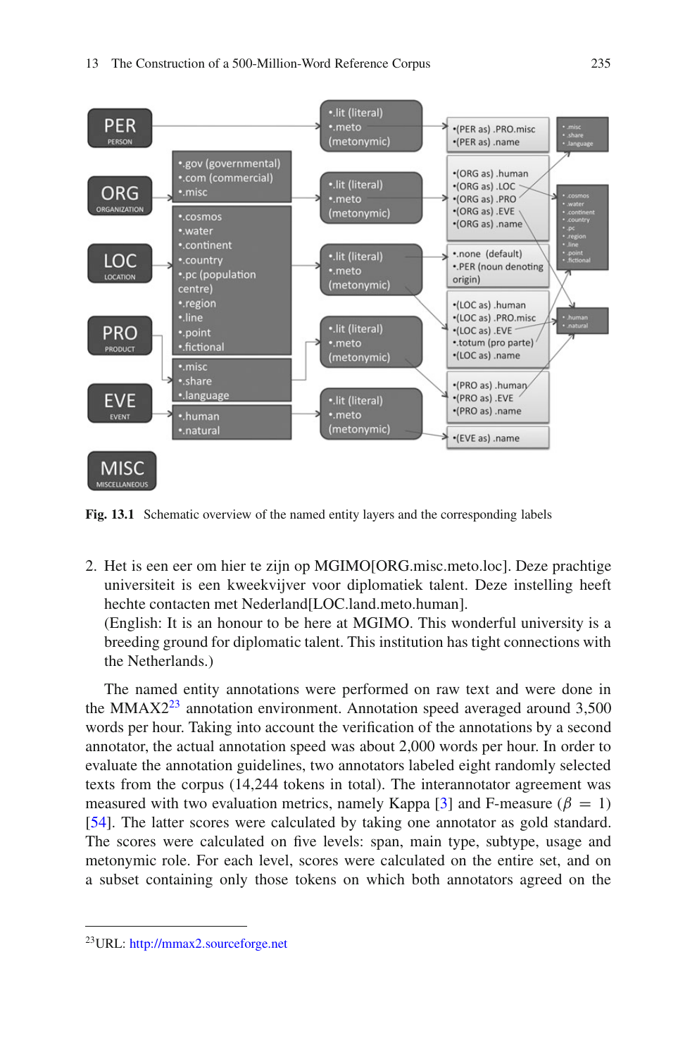Fig. 13.1 Schematic overview of the named entity layers and the corresponding labels

2. Het is een eer om hier te zijn op MGIMO[ORG.misc.meto.loc]. Deze prachtige universiteit is een kweekvijver voor diplomatiek talent. Deze instelling heeft hechte contacten met Nederland[LOC.land.meto.human].
(English: It is an honour to be here at MGIMO. This wonderful university is a breeding ground for diplomatic talent. This institution has tight connections with the Netherlands.)

The named entity annotations were performed on raw text and were done in the MMAX2[23] annotation environment. Annotation speed averaged around 3,500 words per hour. Taking into account the verification of the annotations by a second annotator, the actual annotation speed was about 2,000 words per hour. In order to evaluate the annotation guidelines, two annotators labeled eight randomly selected texts from the corpus (14,244 tokens in total). The interannotator agreement was measured with two evaluation metrics, namely Kappa [3] and F-measure ($\beta = 1$) [54]. The latter scores were calculated by taking one annotator as gold standard. The scores were calculated on five levels: span, main type, subtype, usage and metonymic role. For each level, scores were calculated on the entire set, and on a subset containing only those tokens on which both annotators agreed on the

[23] URL: http://mmax2.sourceforge.net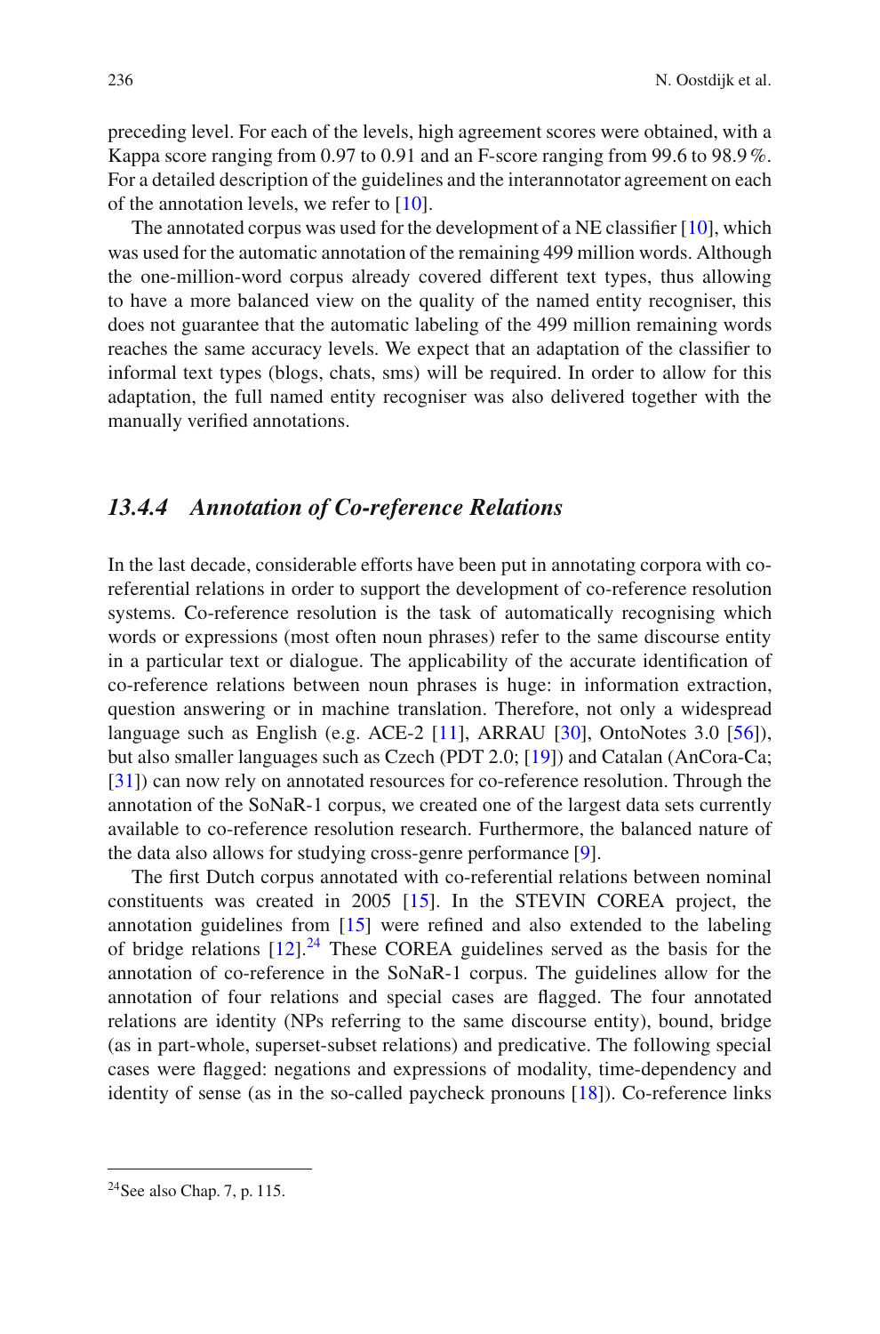preceding level. For each of the levels, high agreement scores were obtained, with a Kappa score ranging from 0.97 to 0.91 and an F-score ranging from 99.6 to 98.9 %. For a detailed description of the guidelines and the interannotator agreement on each of the annotation levels, we refer to [10].

The annotated corpus was used for the development of a NE classifier [10], which was used for the automatic annotation of the remaining 499 million words. Although the one-million-word corpus already covered different text types, thus allowing to have a more balanced view on the quality of the named entity recogniser, this does not guarantee that the automatic labeling of the 499 million remaining words reaches the same accuracy levels. We expect that an adaptation of the classifier to informal text types (blogs, chats, sms) will be required. In order to allow for this adaptation, the full named entity recogniser was also delivered together with the manually verified annotations.

### *13.4.4 Annotation of Co-reference Relations*

In the last decade, considerable efforts have been put in annotating corpora with co-referential relations in order to support the development of co-reference resolution systems. Co-reference resolution is the task of automatically recognising which words or expressions (most often noun phrases) refer to the same discourse entity in a particular text or dialogue. The applicability of the accurate identification of co-reference relations between noun phrases is huge: in information extraction, question answering or in machine translation. Therefore, not only a widespread language such as English (e.g. ACE-2 [11], ARRAU [30], OntoNotes 3.0 [56]), but also smaller languages such as Czech (PDT 2.0; [19]) and Catalan (AnCora-Ca; [31]) can now rely on annotated resources for co-reference resolution. Through the annotation of the SoNaR-1 corpus, we created one of the largest data sets currently available to co-reference resolution research. Furthermore, the balanced nature of the data also allows for studying cross-genre performance [9].

The first Dutch corpus annotated with co-referential relations between nominal constituents was created in 2005 [15]. In the STEVIN COREA project, the annotation guidelines from [15] were refined and also extended to the labeling of bridge relations [12].[24] These COREA guidelines served as the basis for the annotation of co-reference in the SoNaR-1 corpus. The guidelines allow for the annotation of four relations and special cases are flagged. The four annotated relations are identity (NPs referring to the same discourse entity), bound, bridge (as in part-whole, superset-subset relations) and predicative. The following special cases were flagged: negations and expressions of modality, time-dependency and identity of sense (as in the so-called paycheck pronouns [18]). Co-reference links

[24] See also Chap. 7, p. 115.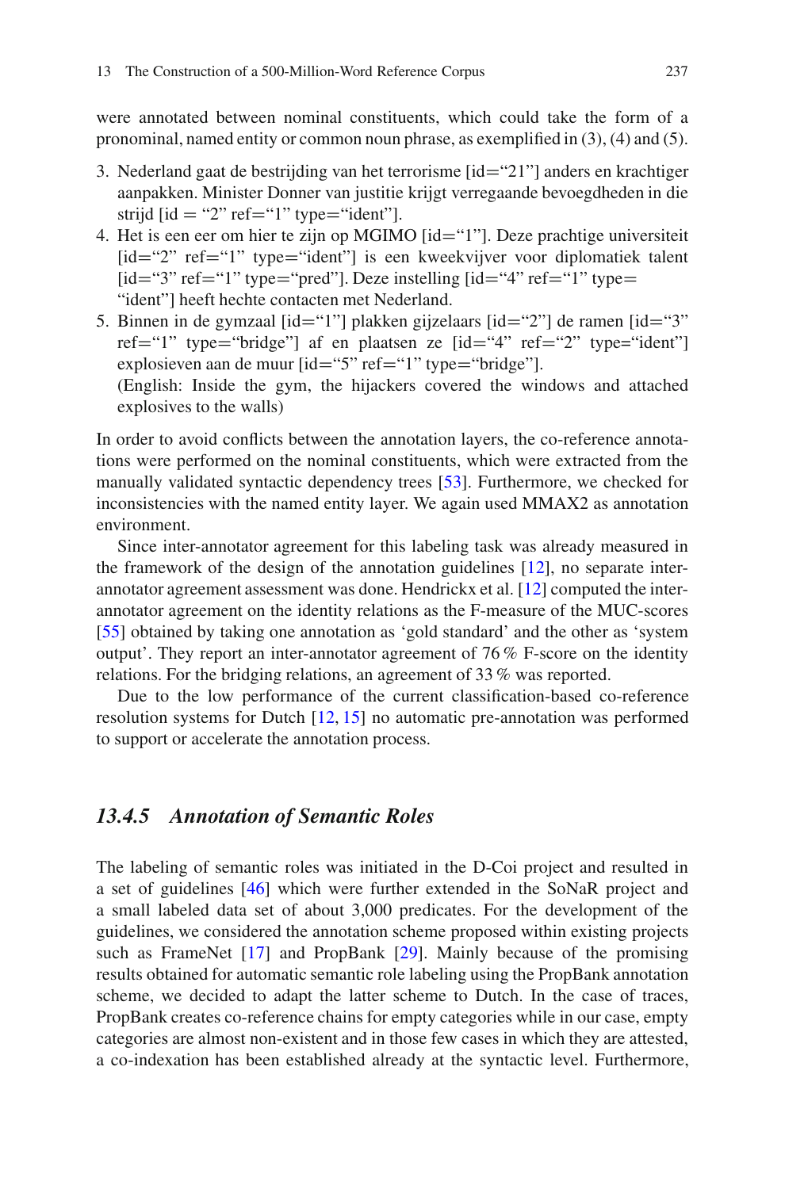were annotated between nominal constituents, which could take the form of a pronominal, named entity or common noun phrase, as exemplified in (3), (4) and (5).

3. Nederland gaat de bestrijding van het terrorisme [id="21"] anders en krachtiger aanpakken. Minister Donner van justitie krijgt verregaande bevoegdheden in die strijd [id = "2" ref="1" type="ident"].
4. Het is een eer om hier te zijn op MGIMO [id="1"]. Deze prachtige universiteit [id="2" ref="1" type="ident"] is een kweekvijver voor diplomatiek talent [id="3" ref="1" type="pred"]. Deze instelling [id="4" ref="1" type= "ident"] heeft hechte contacten met Nederland.
5. Binnen in de gymzaal [id="1"] plakken gijzelaars [id="2"] de ramen [id="3" ref="1" type="bridge"] af en plaatsen ze [id="4" ref="2" type="ident"] explosieven aan de muur [id="5" ref="1" type="bridge"].
   (English: Inside the gym, the hijackers covered the windows and attached explosives to the walls)

In order to avoid conflicts between the annotation layers, the co-reference annotations were performed on the nominal constituents, which were extracted from the manually validated syntactic dependency trees [53]. Furthermore, we checked for inconsistencies with the named entity layer. We again used MMAX2 as annotation environment.

Since inter-annotator agreement for this labeling task was already measured in the framework of the design of the annotation guidelines [12], no separate inter-annotator agreement assessment was done. Hendrickx et al. [12] computed the inter-annotator agreement on the identity relations as the F-measure of the MUC-scores [55] obtained by taking one annotation as 'gold standard' and the other as 'system output'. They report an inter-annotator agreement of 76 % F-score on the identity relations. For the bridging relations, an agreement of 33 % was reported.

Due to the low performance of the current classification-based co-reference resolution systems for Dutch [12, 15] no automatic pre-annotation was performed to support or accelerate the annotation process.

### *13.4.5 Annotation of Semantic Roles*

The labeling of semantic roles was initiated in the D-Coi project and resulted in a set of guidelines [46] which were further extended in the SoNaR project and a small labeled data set of about 3,000 predicates. For the development of the guidelines, we considered the annotation scheme proposed within existing projects such as FrameNet [17] and PropBank [29]. Mainly because of the promising results obtained for automatic semantic role labeling using the PropBank annotation scheme, we decided to adapt the latter scheme to Dutch. In the case of traces, PropBank creates co-reference chains for empty categories while in our case, empty categories are almost non-existent and in those few cases in which they are attested, a co-indexation has been established already at the syntactic level. Furthermore,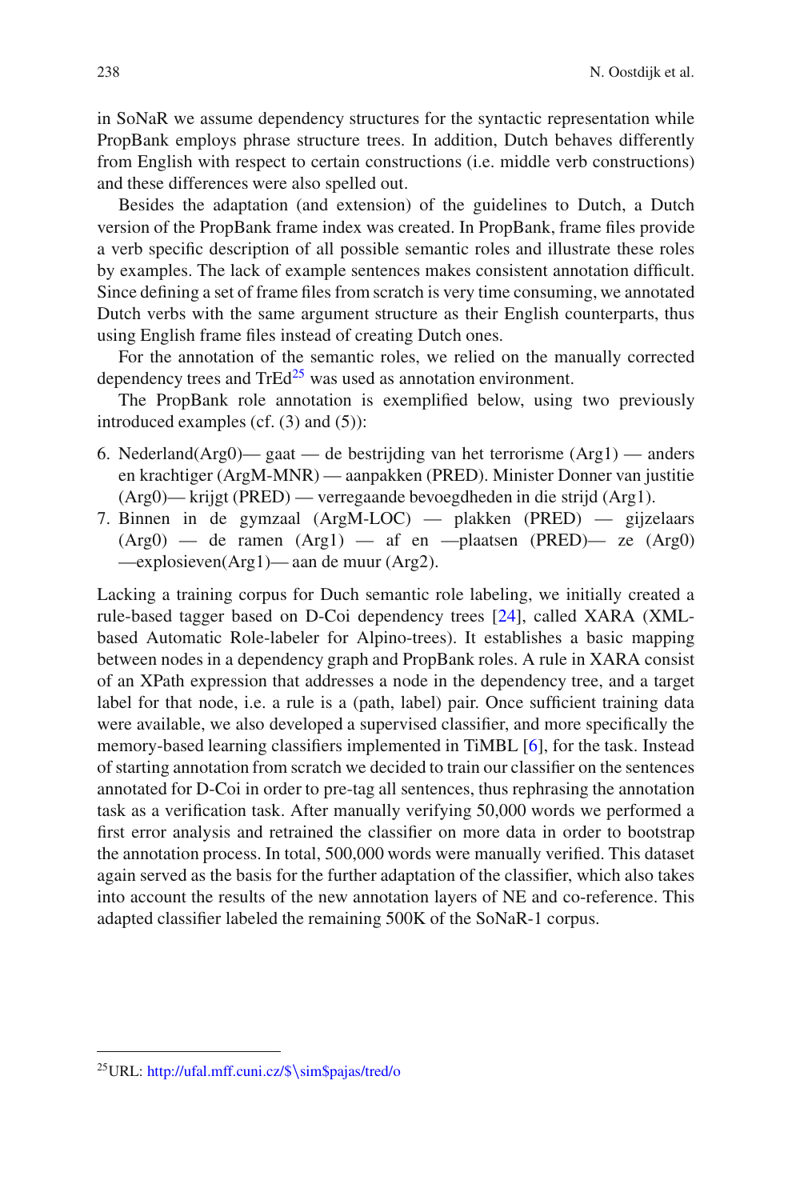in SoNaR we assume dependency structures for the syntactic representation while PropBank employs phrase structure trees. In addition, Dutch behaves differently from English with respect to certain constructions (i.e. middle verb constructions) and these differences were also spelled out.

Besides the adaptation (and extension) of the guidelines to Dutch, a Dutch version of the PropBank frame index was created. In PropBank, frame files provide a verb specific description of all possible semantic roles and illustrate these roles by examples. The lack of example sentences makes consistent annotation difficult. Since defining a set of frame files from scratch is very time consuming, we annotated Dutch verbs with the same argument structure as their English counterparts, thus using English frame files instead of creating Dutch ones.

For the annotation of the semantic roles, we relied on the manually corrected dependency trees and TrEd[25] was used as annotation environment.

The PropBank role annotation is exemplified below, using two previously introduced examples (cf. (3) and (5)):

6. Nederland(Arg0)— gaat — de bestrijding van het terrorisme (Arg1) — anders en krachtiger (ArgM-MNR) — aanpakken (PRED). Minister Donner van justitie (Arg0)— krijgt (PRED) — verregaande bevoegdheden in die strijd (Arg1).
7. Binnen in de gymzaal (ArgM-LOC) — plakken (PRED) — gijzelaars (Arg0) — de ramen (Arg1) — af en —plaatsen (PRED)— ze (Arg0) —explosieven(Arg1)— aan de muur (Arg2).

Lacking a training corpus for Duch semantic role labeling, we initially created a rule-based tagger based on D-Coi dependency trees [24], called XARA (XML-based Automatic Role-labeler for Alpino-trees). It establishes a basic mapping between nodes in a dependency graph and PropBank roles. A rule in XARA consist of an XPath expression that addresses a node in the dependency tree, and a target label for that node, i.e. a rule is a (path, label) pair. Once sufficient training data were available, we also developed a supervised classifier, and more specifically the memory-based learning classifiers implemented in TiMBL [6], for the task. Instead of starting annotation from scratch we decided to train our classifier on the sentences annotated for D-Coi in order to pre-tag all sentences, thus rephrasing the annotation task as a verification task. After manually verifying 50,000 words we performed a first error analysis and retrained the classifier on more data in order to bootstrap the annotation process. In total, 500,000 words were manually verified. This dataset again served as the basis for the further adaptation of the classifier, which also takes into account the results of the new annotation layers of NE and co-reference. This adapted classifier labeled the remaining 500K of the SoNaR-1 corpus.

[25]URL: http://ufal.mff.cuni.cz/$\sim$pajas/tred/o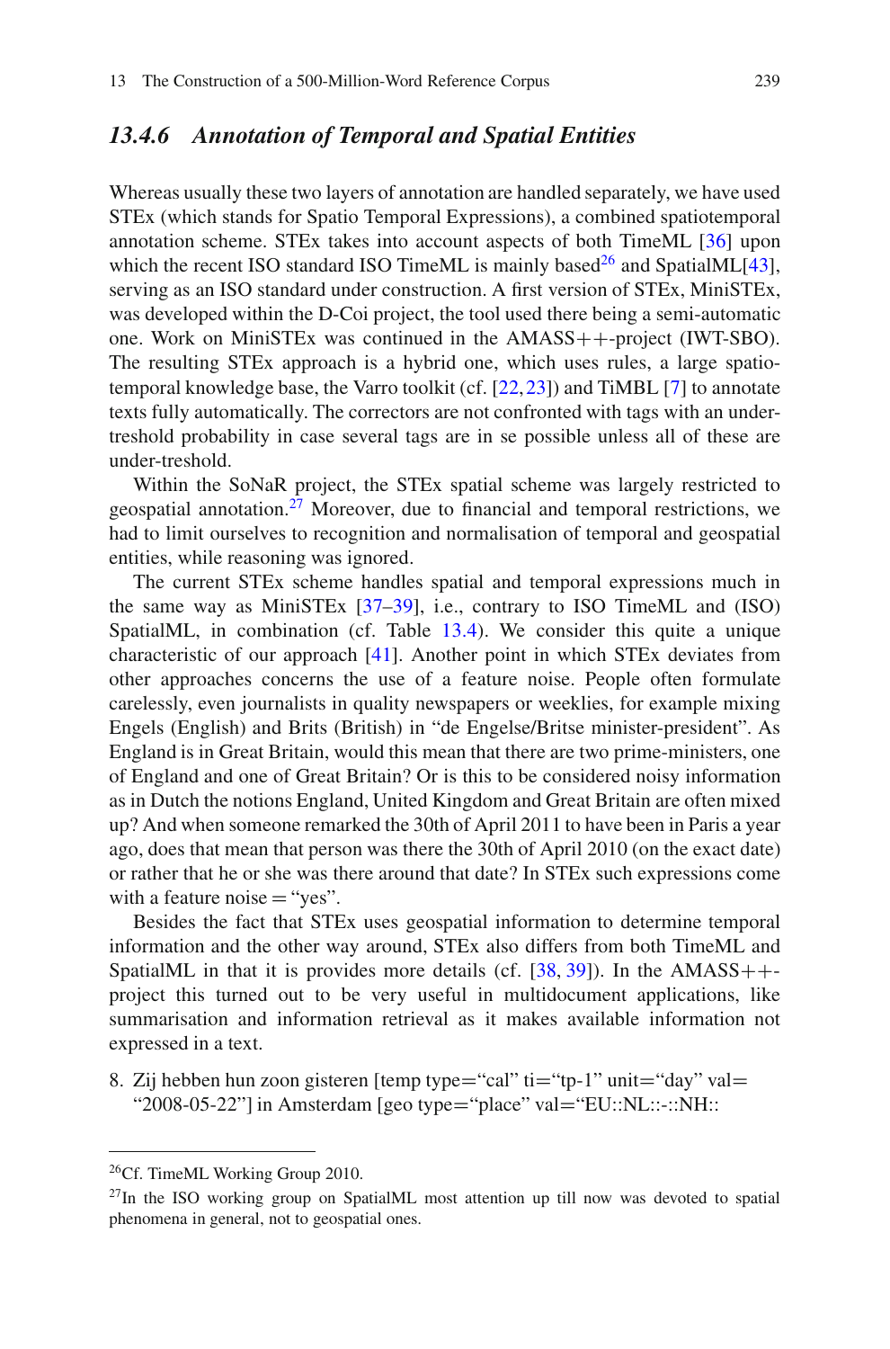### 13.4.6 Annotation of Temporal and Spatial Entities

Whereas usually these two layers of annotation are handled separately, we have used STEx (which stands for Spatio Temporal Expressions), a combined spatiotemporal annotation scheme. STEx takes into account aspects of both TimeML [36] upon which the recent ISO standard ISO TimeML is mainly based[26] and SpatialML[43], serving as an ISO standard under construction. A first version of STEx, MiniSTEx, was developed within the D-Coi project, the tool used there being a semi-automatic one. Work on MiniSTEx was continued in the AMASS++-project (IWT-SBO). The resulting STEx approach is a hybrid one, which uses rules, a large spatio-temporal knowledge base, the Varro toolkit (cf. [22, 23]) and TiMBL [7] to annotate texts fully automatically. The correctors are not confronted with tags with an under-treshold probability in case several tags are in se possible unless all of these are under-treshold.

Within the SoNaR project, the STEx spatial scheme was largely restricted to geospatial annotation.[27] Moreover, due to financial and temporal restrictions, we had to limit ourselves to recognition and normalisation of temporal and geospatial entities, while reasoning was ignored.

The current STEx scheme handles spatial and temporal expressions much in the same way as MiniSTEx [37–39], i.e., contrary to ISO TimeML and (ISO) SpatialML, in combination (cf. Table 13.4). We consider this quite a unique characteristic of our approach [41]. Another point in which STEx deviates from other approaches concerns the use of a feature noise. People often formulate carelessly, even journalists in quality newspapers or weeklies, for example mixing Engels (English) and Brits (British) in "de Engelse/Britse minister-president". As England is in Great Britain, would this mean that there are two prime-ministers, one of England and one of Great Britain? Or is this to be considered noisy information as in Dutch the notions England, United Kingdom and Great Britain are often mixed up? And when someone remarked the 30th of April 2011 to have been in Paris a year ago, does that mean that person was there the 30th of April 2010 (on the exact date) or rather that he or she was there around that date? In STEx such expressions come with a feature noise = "yes".

Besides the fact that STEx uses geospatial information to determine temporal information and the other way around, STEx also differs from both TimeML and SpatialML in that it is provides more details (cf. [38, 39]). In the AMASS++-project this turned out to be very useful in multidocument applications, like summarisation and information retrieval as it makes available information not expressed in a text.

8. Zij hebben hun zoon gisteren [temp type="cal" ti="tp-1" unit="day" val="2008-05-22"] in Amsterdam [geo type="place" val="EU::NL::-::NH::

[26] Cf. TimeML Working Group 2010.

[27] In the ISO working group on SpatialML most attention up till now was devoted to spatial phenomena in general, not to geospatial ones.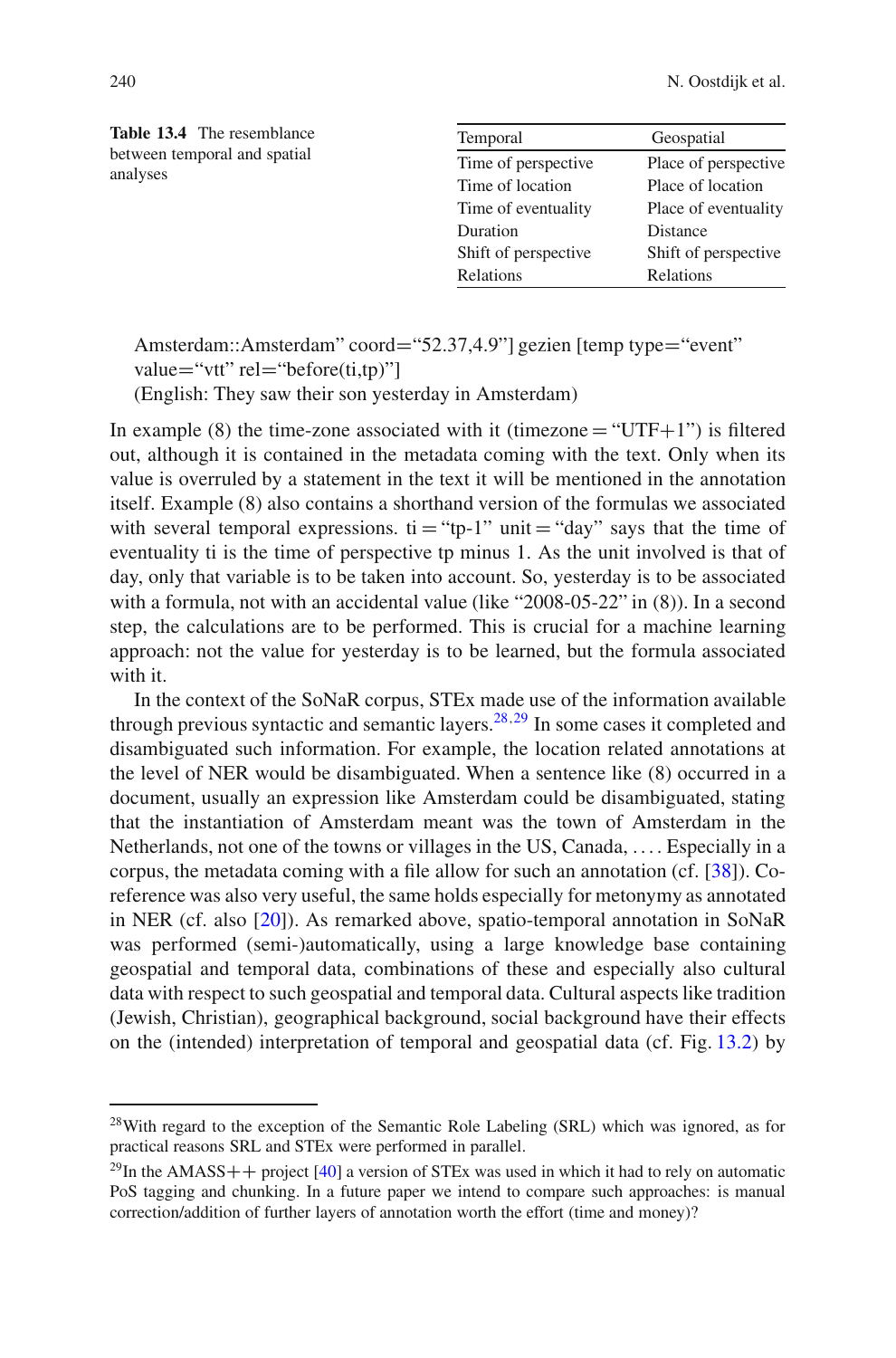**Table 13.4** The resemblance between temporal and spatial analyses

| Temporal | Geospatial |
| --- | --- |
| Time of perspective | Place of perspective |
| Time of location | Place of location |
| Time of eventuality | Place of eventuality |
| Duration | Distance |
| Shift of perspective | Shift of perspective |
| Relations | Relations |

Amsterdam::Amsterdam" coord="52.37,4.9"] gezien [temp type="event" value="vtt" rel="before(ti,tp)"]
(English: They saw their son yesterday in Amsterdam)

In example (8) the time-zone associated with it (timezone = "UTF+1") is filtered out, although it is contained in the metadata coming with the text. Only when its value is overruled by a statement in the text it will be mentioned in the annotation itself. Example (8) also contains a shorthand version of the formulas we associated with several temporal expressions. ti = "tp-1" unit = "day" says that the time of eventuality ti is the time of perspective tp minus 1. As the unit involved is that of day, only that variable is to be taken into account. So, yesterday is to be associated with a formula, not with an accidental value (like "2008-05-22" in (8)). In a second step, the calculations are to be performed. This is crucial for a machine learning approach: not the value for yesterday is to be learned, but the formula associated with it.

In the context of the SoNaR corpus, STEx made use of the information available through previous syntactic and semantic layers.[28,29] In some cases it completed and disambiguated such information. For example, the location related annotations at the level of NER would be disambiguated. When a sentence like (8) occurred in a document, usually an expression like Amsterdam could be disambiguated, stating that the instantiation of Amsterdam meant was the town of Amsterdam in the Netherlands, not one of the towns or villages in the US, Canada, .... Especially in a corpus, the metadata coming with a file allow for such an annotation (cf. [38]). Co-reference was also very useful, the same holds especially for metonymy as annotated in NER (cf. also [20]). As remarked above, spatio-temporal annotation in SoNaR was performed (semi-)automatically, using a large knowledge base containing geospatial and temporal data, combinations of these and especially also cultural data with respect to such geospatial and temporal data. Cultural aspects like tradition (Jewish, Christian), geographical background, social background have their effects on the (intended) interpretation of temporal and geospatial data (cf. Fig. 13.2) by

[28] With regard to the exception of the Semantic Role Labeling (SRL) which was ignored, as for practical reasons SRL and STEx were performed in parallel.

[29] In the AMASS++ project [40] a version of STEx was used in which it had to rely on automatic PoS tagging and chunking. In a future paper we intend to compare such approaches: is manual correction/addition of further layers of annotation worth the effort (time and money)?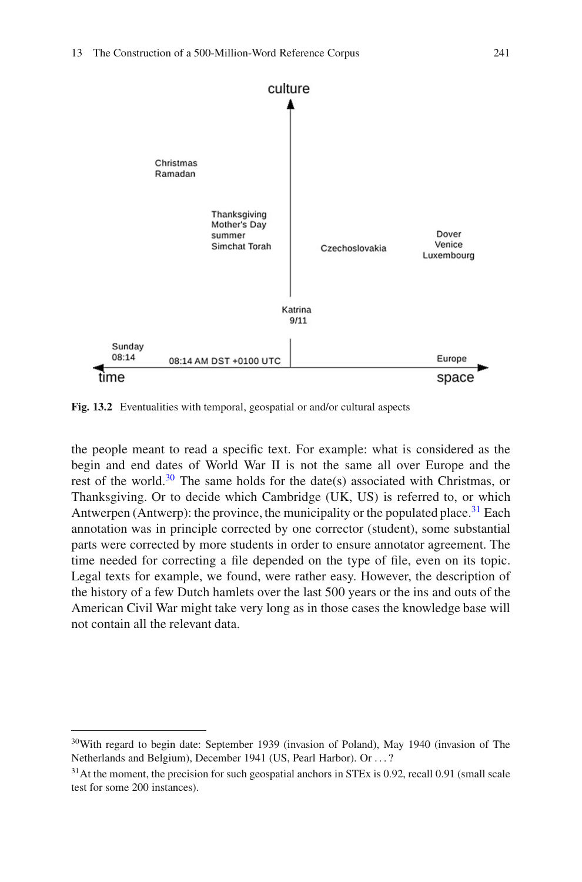culture

Christmas
Ramadan

Thanksgiving
Mother's Day
summer
Simchat Torah

Czechoslovakia

Dover
Venice
Luxembourg

Katrina
9/11

Sunday
08:14

08:14 AM DST +0100 UTC

Europe

time

space

**Fig. 13.2** Eventualities with temporal, geospatial or and/or cultural aspects

the people meant to read a specific text. For example: what is considered as the begin and end dates of World War II is not the same all over Europe and the rest of the world.[30] The same holds for the date(s) associated with Christmas, or Thanksgiving. Or to decide which Cambridge (UK, US) is referred to, or which Antwerpen (Antwerp): the province, the municipality or the populated place.[31] Each annotation was in principle corrected by one corrector (student), some substantial parts were corrected by more students in order to ensure annotator agreement. The time needed for correcting a file depended on the type of file, even on its topic. Legal texts for example, we found, were rather easy. However, the description of the history of a few Dutch hamlets over the last 500 years or the ins and outs of the American Civil War might take very long as in those cases the knowledge base will not contain all the relevant data.

---

[30] With regard to begin date: September 1939 (invasion of Poland), May 1940 (invasion of The Netherlands and Belgium), December 1941 (US, Pearl Harbor). Or . . . ?

[31] At the moment, the precision for such geospatial anchors in STEx is 0.92, recall 0.91 (small scale test for some 200 instances).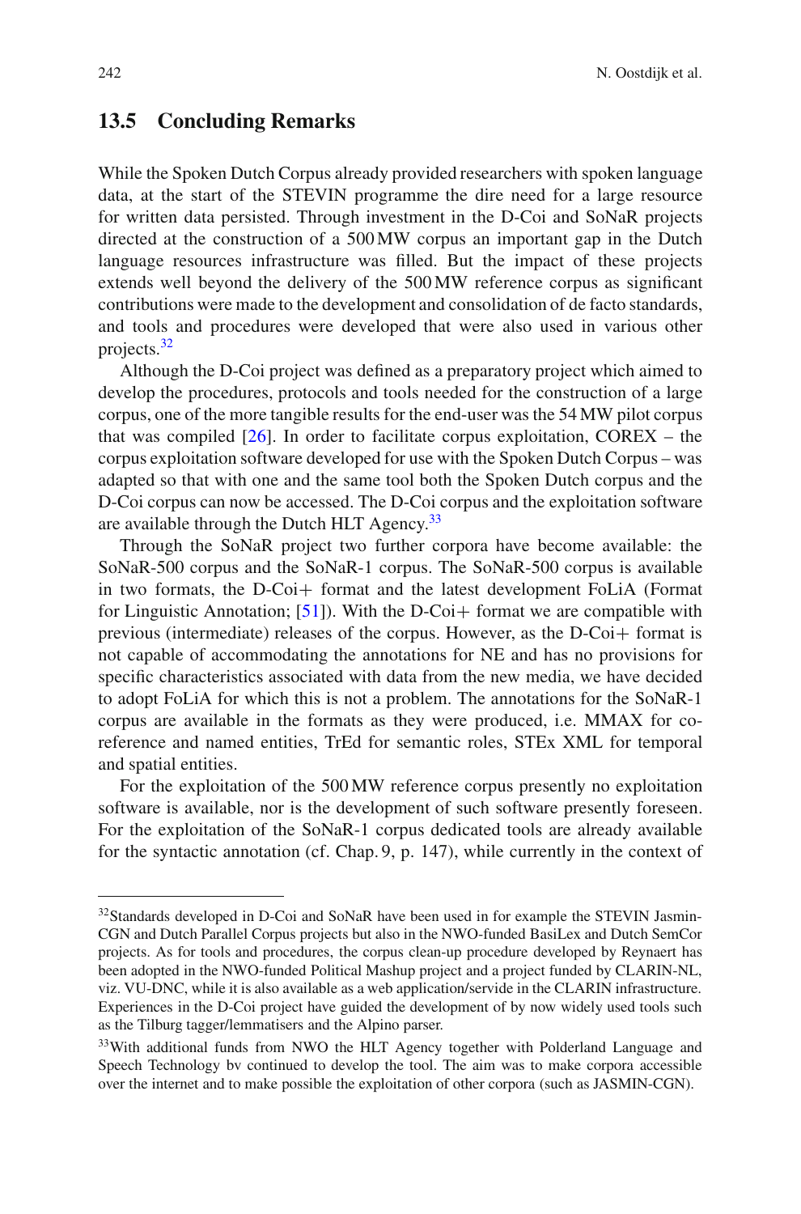## 13.5 Concluding Remarks

While the Spoken Dutch Corpus already provided researchers with spoken language data, at the start of the STEVIN programme the dire need for a large resource for written data persisted. Through investment in the D-Coi and SoNaR projects directed at the construction of a 500 MW corpus an important gap in the Dutch language resources infrastructure was filled. But the impact of these projects extends well beyond the delivery of the 500 MW reference corpus as significant contributions were made to the development and consolidation of de facto standards, and tools and procedures were developed that were also used in various other projects.[32]

Although the D-Coi project was defined as a preparatory project which aimed to develop the procedures, protocols and tools needed for the construction of a large corpus, one of the more tangible results for the end-user was the 54 MW pilot corpus that was compiled [26]. In order to facilitate corpus exploitation, COREX – the corpus exploitation software developed for use with the Spoken Dutch Corpus – was adapted so that with one and the same tool both the Spoken Dutch corpus and the D-Coi corpus can now be accessed. The D-Coi corpus and the exploitation software are available through the Dutch HLT Agency.[33]

Through the SoNaR project two further corpora have become available: the SoNaR-500 corpus and the SoNaR-1 corpus. The SoNaR-500 corpus is available in two formats, the D-Coi+ format and the latest development FoLiA (Format for Linguistic Annotation; [51]). With the D-Coi+ format we are compatible with previous (intermediate) releases of the corpus. However, as the D-Coi+ format is not capable of accommodating the annotations for NE and has no provisions for specific characteristics associated with data from the new media, we have decided to adopt FoLiA for which this is not a problem. The annotations for the SoNaR-1 corpus are available in the formats as they were produced, i.e. MMAX for co-reference and named entities, TrEd for semantic roles, STEx XML for temporal and spatial entities.

For the exploitation of the 500 MW reference corpus presently no exploitation software is available, nor is the development of such software presently foreseen. For the exploitation of the SoNaR-1 corpus dedicated tools are already available for the syntactic annotation (cf. Chap. 9, p. 147), while currently in the context of

---

[32] Standards developed in D-Coi and SoNaR have been used in for example the STEVIN Jasmin-CGN and Dutch Parallel Corpus projects but also in the NWO-funded BasiLex and Dutch SemCor projects. As for tools and procedures, the corpus clean-up procedure developed by Reynaert has been adopted in the NWO-funded Political Mashup project and a project funded by CLARIN-NL, viz. VU-DNC, while it is also available as a web application/servide in the CLARIN infrastructure. Experiences in the D-Coi project have guided the development of by now widely used tools such as the Tilburg tagger/lemmatisers and the Alpino parser.

[33] With additional funds from NWO the HLT Agency together with Polderland Language and Speech Technology bv continued to develop the tool. The aim was to make corpora accessible over the internet and to make possible the exploitation of other corpora (such as JASMIN-CGN).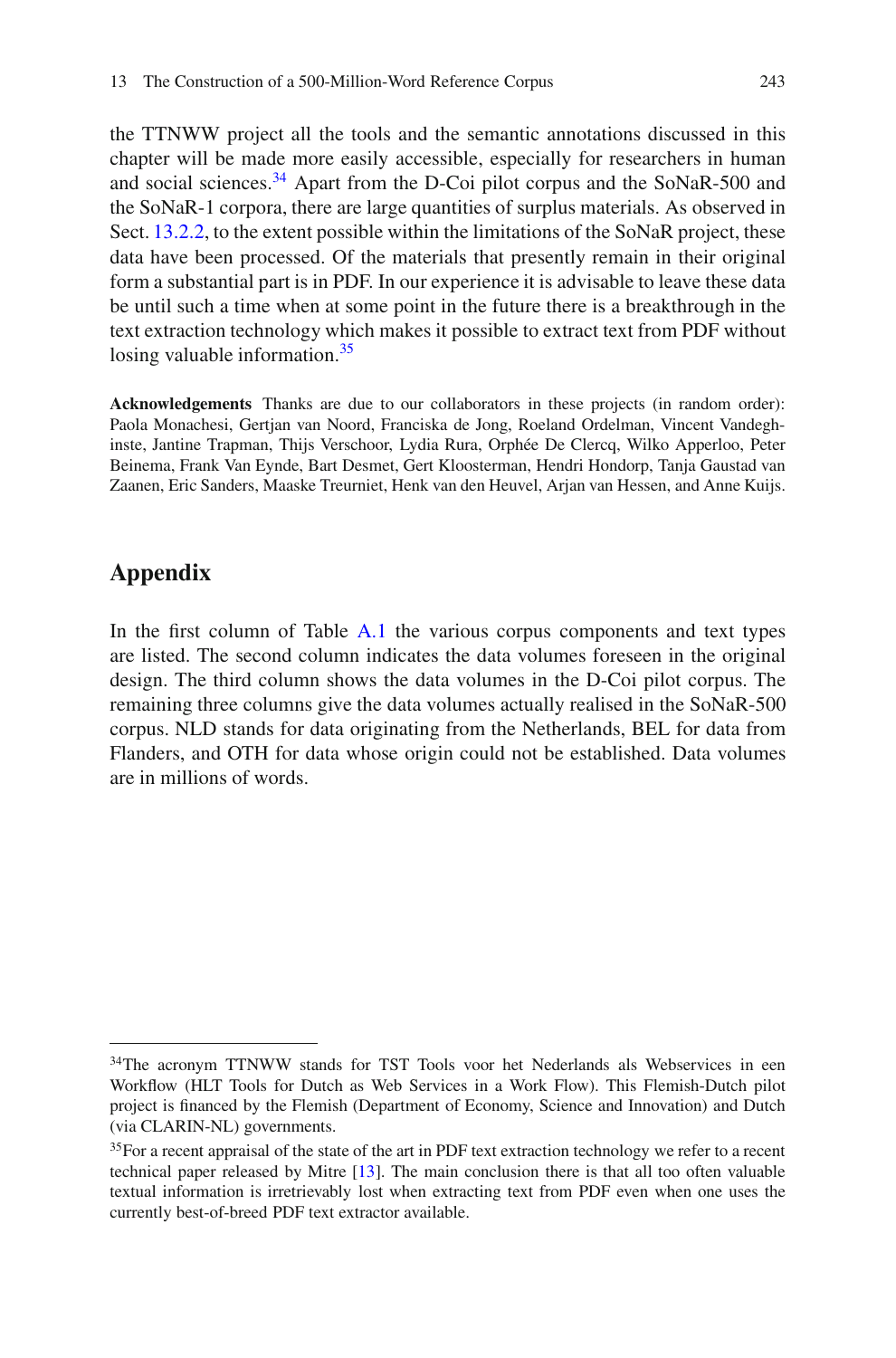the TTNWW project all the tools and the semantic annotations discussed in this chapter will be made more easily accessible, especially for researchers in human and social sciences.[34] Apart from the D-Coi pilot corpus and the SoNaR-500 and the SoNaR-1 corpora, there are large quantities of surplus materials. As observed in Sect. 13.2.2, to the extent possible within the limitations of the SoNaR project, these data have been processed. Of the materials that presently remain in their original form a substantial part is in PDF. In our experience it is advisable to leave these data be until such a time when at some point in the future there is a breakthrough in the text extraction technology which makes it possible to extract text from PDF without losing valuable information.[35]

**Acknowledgements** Thanks are due to our collaborators in these projects (in random order): Paola Monachesi, Gertjan van Noord, Franciska de Jong, Roeland Ordelman, Vincent Vandeghinste, Jantine Trapman, Thijs Verschoor, Lydia Rura, Orphée De Clercq, Wilko Apperloo, Peter Beinema, Frank Van Eynde, Bart Desmet, Gert Kloosterman, Hendri Hondorp, Tanja Gaustad van Zaanen, Eric Sanders, Maaske Treurniet, Henk van den Heuvel, Arjan van Hessen, and Anne Kuijs.

## Appendix

In the first column of Table A.1 the various corpus components and text types are listed. The second column indicates the data volumes foreseen in the original design. The third column shows the data volumes in the D-Coi pilot corpus. The remaining three columns give the data volumes actually realised in the SoNaR-500 corpus. NLD stands for data originating from the Netherlands, BEL for data from Flanders, and OTH for data whose origin could not be established. Data volumes are in millions of words.

---

[34] The acronym TTNWW stands for TST Tools voor het Nederlands als Webservices in een Workflow (HLT Tools for Dutch as Web Services in a Work Flow). This Flemish-Dutch pilot project is financed by the Flemish (Department of Economy, Science and Innovation) and Dutch (via CLARIN-NL) governments.

[35] For a recent appraisal of the state of the art in PDF text extraction technology we refer to a recent technical paper released by Mitre [13]. The main conclusion there is that all too often valuable textual information is irretrievably lost when extracting text from PDF even when one uses the currently best-of-breed PDF text extractor available.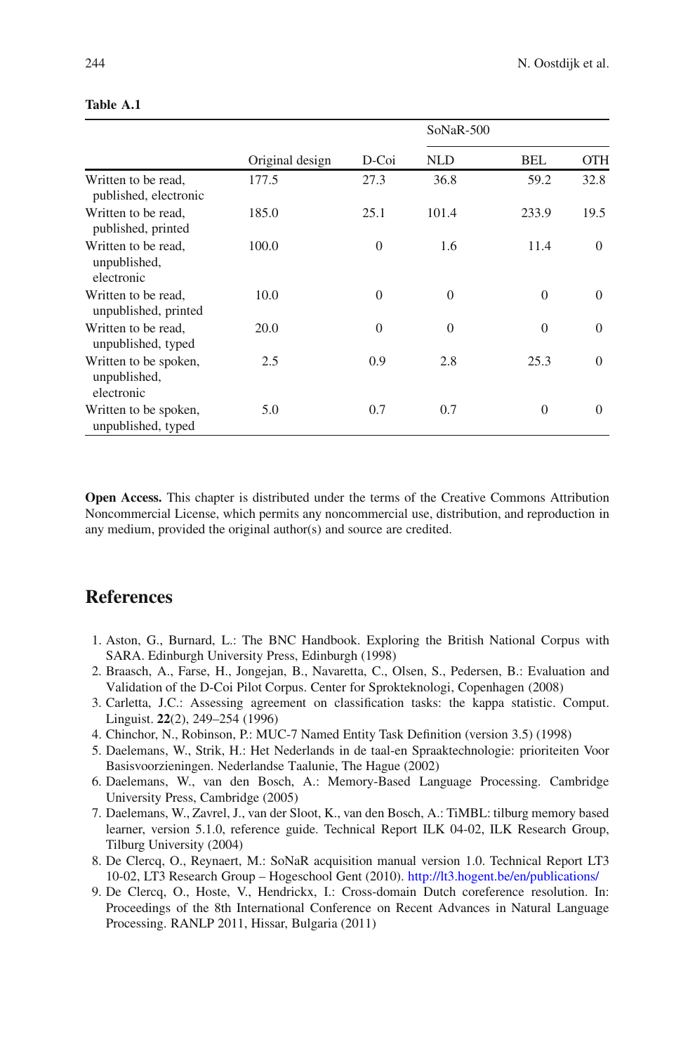**Table A.1**

| | Original design | D-Coi | SoNaR-500 | | |
|---|---|---|---|---|---|
| | | | NLD | BEL | OTH |
| Written to be read, published, electronic | 177.5 | 27.3 | 36.8 | 59.2 | 32.8 |
| Written to be read, published, printed | 185.0 | 25.1 | 101.4 | 233.9 | 19.5 |
| Written to be read, unpublished, electronic | 100.0 | 0 | 1.6 | 11.4 | 0 |
| Written to be read, unpublished, printed | 10.0 | 0 | 0 | 0 | 0 |
| Written to be read, unpublished, typed | 20.0 | 0 | 0 | 0 | 0 |
| Written to be spoken, unpublished, electronic | 2.5 | 0.9 | 2.8 | 25.3 | 0 |
| Written to be spoken, unpublished, typed | 5.0 | 0.7 | 0.7 | 0 | 0 |

**Open Access.** This chapter is distributed under the terms of the Creative Commons Attribution Noncommercial License, which permits any noncommercial use, distribution, and reproduction in any medium, provided the original author(s) and source are credited.

## References

1. Aston, G., Burnard, L.: The BNC Handbook. Exploring the British National Corpus with SARA. Edinburgh University Press, Edinburgh (1998)
2. Braasch, A., Farse, H., Jongejan, B., Navaretta, C., Olsen, S., Pedersen, B.: Evaluation and Validation of the D-Coi Pilot Corpus. Center for Sprokteknologi, Copenhagen (2008)
3. Carletta, J.C.: Assessing agreement on classification tasks: the kappa statistic. Comput. Linguist. **22**(2), 249–254 (1996)
4. Chinchor, N., Robinson, P.: MUC-7 Named Entity Task Definition (version 3.5) (1998)
5. Daelemans, W., Strik, H.: Het Nederlands in de taal-en Spraaktechnologie: prioriteiten Voor Basisvoorzieningen. Nederlandse Taalunie, The Hague (2002)
6. Daelemans, W., van den Bosch, A.: Memory-Based Language Processing. Cambridge University Press, Cambridge (2005)
7. Daelemans, W., Zavrel, J., van der Sloot, K., van den Bosch, A.: TiMBL: tilburg memory based learner, version 5.1.0, reference guide. Technical Report ILK 04-02, ILK Research Group, Tilburg University (2004)
8. De Clercq, O., Reynaert, M.: SoNaR acquisition manual version 1.0. Technical Report LT3 10-02, LT3 Research Group – Hogeschool Gent (2010). http://lt3.hogent.be/en/publications/
9. De Clercq, O., Hoste, V., Hendrickx, I.: Cross-domain Dutch coreference resolution. In: Proceedings of the 8th International Conference on Recent Advances in Natural Language Processing. RANLP 2011, Hissar, Bulgaria (2011)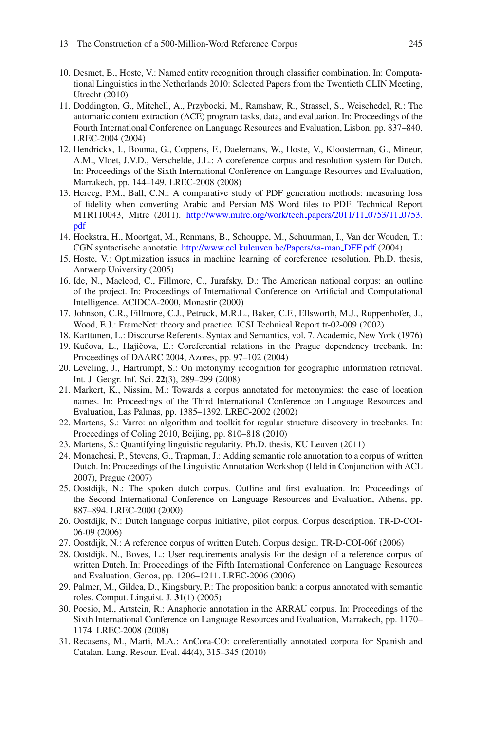10. Desmet, B., Hoste, V.: Named entity recognition through classifier combination. In: Computational Linguistics in the Netherlands 2010: Selected Papers from the Twentieth CLIN Meeting, Utrecht (2010)
11. Doddington, G., Mitchell, A., Przybocki, M., Ramshaw, R., Strassel, S., Weischedel, R.: The automatic content extraction (ACE) program tasks, data, and evaluation. In: Proceedings of the Fourth International Conference on Language Resources and Evaluation, Lisbon, pp. 837–840. LREC-2004 (2004)
12. Hendrickx, I., Bouma, G., Coppens, F., Daelemans, W., Hoste, V., Kloosterman, G., Mineur, A.M., Vloet, J.V.D., Verschelde, J.L.: A coreference corpus and resolution system for Dutch. In: Proceedings of the Sixth International Conference on Language Resources and Evaluation, Marrakech, pp. 144–149. LREC-2008 (2008)
13. Herceg, P.M., Ball, C.N.: A comparative study of PDF generation methods: measuring loss of fidelity when converting Arabic and Persian MS Word files to PDF. Technical Report MTR110043, Mitre (2011). http://www.mitre.org/work/tech_papers/2011/11_0753/11_0753.pdf
14. Hoekstra, H., Moortgat, M., Renmans, B., Schouppe, M., Schuurman, I., Van der Wouden, T.: CGN syntactische annotatie. http://www.ccl.kuleuven.be/Papers/sa-man_DEF.pdf (2004)
15. Hoste, V.: Optimization issues in machine learning of coreference resolution. Ph.D. thesis, Antwerp University (2005)
16. Ide, N., Macleod, C., Fillmore, C., Jurafsky, D.: The American national corpus: an outline of the project. In: Proceedings of International Conference on Artificial and Computational Intelligence. ACIDCA-2000, Monastir (2000)
17. Johnson, C.R., Fillmore, C.J., Petruck, M.R.L., Baker, C.F., Ellsworth, M.J., Ruppenhofer, J., Wood, E.J.: FrameNet: theory and practice. ICSI Technical Report tr-02-009 (2002)
18. Karttunen, L.: Discourse Referents. Syntax and Semantics, vol. 7. Academic, New York (1976)
19. Kučova, L., Hajičova, E.: Coreferential relations in the Prague dependency treebank. In: Proceedings of DAARC 2004, Azores, pp. 97–102 (2004)
20. Leveling, J., Hartrumpf, S.: On metonymy recognition for geographic information retrieval. Int. J. Geogr. Inf. Sci. **22**(3), 289–299 (2008)
21. Markert, K., Nissim, M.: Towards a corpus annotated for metonymies: the case of location names. In: Proceedings of the Third International Conference on Language Resources and Evaluation, Las Palmas, pp. 1385–1392. LREC-2002 (2002)
22. Martens, S.: Varro: an algorithm and toolkit for regular structure discovery in treebanks. In: Proceedings of Coling 2010, Beijing, pp. 810–818 (2010)
23. Martens, S.: Quantifying linguistic regularity. Ph.D. thesis, KU Leuven (2011)
24. Monachesi, P., Stevens, G., Trapman, J.: Adding semantic role annotation to a corpus of written Dutch. In: Proceedings of the Linguistic Annotation Workshop (Held in Conjunction with ACL 2007), Prague (2007)
25. Oostdijk, N.: The spoken dutch corpus. Outline and first evaluation. In: Proceedings of the Second International Conference on Language Resources and Evaluation, Athens, pp. 887–894. LREC-2000 (2000)
26. Oostdijk, N.: Dutch language corpus initiative, pilot corpus. Corpus description. TR-D-COI-06-09 (2006)
27. Oostdijk, N.: A reference corpus of written Dutch. Corpus design. TR-D-COI-06f (2006)
28. Oostdijk, N., Boves, L.: User requirements analysis for the design of a reference corpus of written Dutch. In: Proceedings of the Fifth International Conference on Language Resources and Evaluation, Genoa, pp. 1206–1211. LREC-2006 (2006)
29. Palmer, M., Gildea, D., Kingsbury, P.: The proposition bank: a corpus annotated with semantic roles. Comput. Linguist. J. **31**(1) (2005)
30. Poesio, M., Artstein, R.: Anaphoric annotation in the ARRAU corpus. In: Proceedings of the Sixth International Conference on Language Resources and Evaluation, Marrakech, pp. 1170–1174. LREC-2008 (2008)
31. Recasens, M., Marti, M.A.: AnCora-CO: coreferentially annotated corpora for Spanish and Catalan. Lang. Resour. Eval. **44**(4), 315–345 (2010)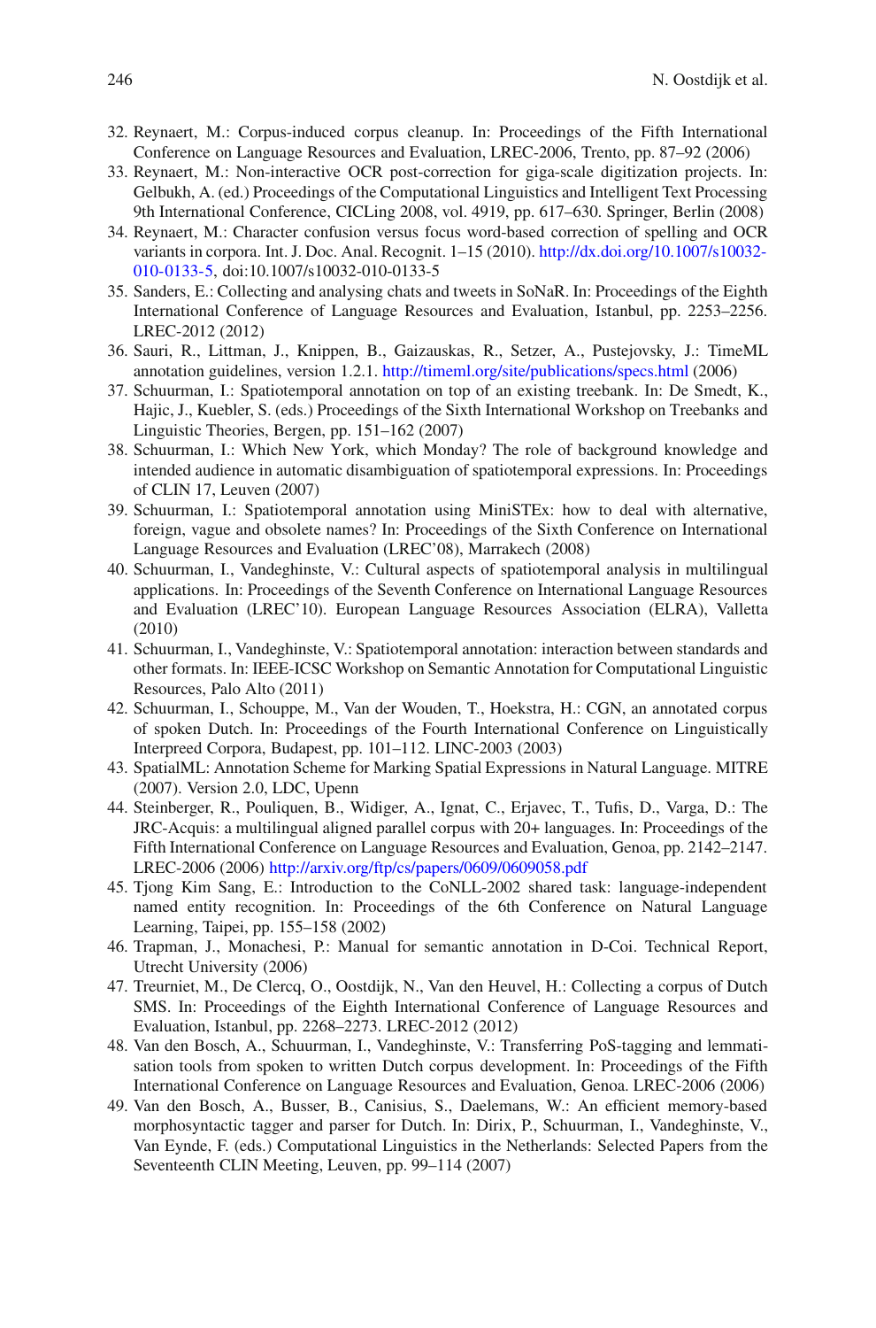32. Reynaert, M.: Corpus-induced corpus cleanup. In: Proceedings of the Fifth International Conference on Language Resources and Evaluation, LREC-2006, Trento, pp. 87–92 (2006)
33. Reynaert, M.: Non-interactive OCR post-correction for giga-scale digitization projects. In: Gelbukh, A. (ed.) Proceedings of the Computational Linguistics and Intelligent Text Processing 9th International Conference, CICLing 2008, vol. 4919, pp. 617–630. Springer, Berlin (2008)
34. Reynaert, M.: Character confusion versus focus word-based correction of spelling and OCR variants in corpora. Int. J. Doc. Anal. Recognit. 1–15 (2010). http://dx.doi.org/10.1007/s10032-010-0133-5, doi:10.1007/s10032-010-0133-5
35. Sanders, E.: Collecting and analysing chats and tweets in SoNaR. In: Proceedings of the Eighth International Conference of Language Resources and Evaluation, Istanbul, pp. 2253–2256. LREC-2012 (2012)
36. Sauri, R., Littman, J., Knippen, B., Gaizauskas, R., Setzer, A., Pustejovsky, J.: TimeML annotation guidelines, version 1.2.1. http://timeml.org/site/publications/specs.html (2006)
37. Schuurman, I.: Spatiotemporal annotation on top of an existing treebank. In: De Smedt, K., Hajic, J., Kuebler, S. (eds.) Proceedings of the Sixth International Workshop on Treebanks and Linguistic Theories, Bergen, pp. 151–162 (2007)
38. Schuurman, I.: Which New York, which Monday? The role of background knowledge and intended audience in automatic disambiguation of spatiotemporal expressions. In: Proceedings of CLIN 17, Leuven (2007)
39. Schuurman, I.: Spatiotemporal annotation using MiniSTEx: how to deal with alternative, foreign, vague and obsolete names? In: Proceedings of the Sixth Conference on International Language Resources and Evaluation (LREC'08), Marrakech (2008)
40. Schuurman, I., Vandeghinste, V.: Cultural aspects of spatiotemporal analysis in multilingual applications. In: Proceedings of the Seventh Conference on International Language Resources and Evaluation (LREC'10). European Language Resources Association (ELRA), Valletta (2010)
41. Schuurman, I., Vandeghinste, V.: Spatiotemporal annotation: interaction between standards and other formats. In: IEEE-ICSC Workshop on Semantic Annotation for Computational Linguistic Resources, Palo Alto (2011)
42. Schuurman, I., Schouppe, M., Van der Wouden, T., Hoekstra, H.: CGN, an annotated corpus of spoken Dutch. In: Proceedings of the Fourth International Conference on Linguistically Interpreed Corpora, Budapest, pp. 101–112. LINC-2003 (2003)
43. SpatialML: Annotation Scheme for Marking Spatial Expressions in Natural Language. MITRE (2007). Version 2.0, LDC, Upenn
44. Steinberger, R., Pouliquen, B., Widiger, A., Ignat, C., Erjavec, T., Tufis, D., Varga, D.: The JRC-Acquis: a multilingual aligned parallel corpus with 20+ languages. In: Proceedings of the Fifth International Conference on Language Resources and Evaluation, Genoa, pp. 2142–2147. LREC-2006 (2006) http://arxiv.org/ftp/cs/papers/0609/0609058.pdf
45. Tjong Kim Sang, E.: Introduction to the CoNLL-2002 shared task: language-independent named entity recognition. In: Proceedings of the 6th Conference on Natural Language Learning, Taipei, pp. 155–158 (2002)
46. Trapman, J., Monachesi, P.: Manual for semantic annotation in D-Coi. Technical Report, Utrecht University (2006)
47. Treurniet, M., De Clercq, O., Oostdijk, N., Van den Heuvel, H.: Collecting a corpus of Dutch SMS. In: Proceedings of the Eighth International Conference of Language Resources and Evaluation, Istanbul, pp. 2268–2273. LREC-2012 (2012)
48. Van den Bosch, A., Schuurman, I., Vandeghinste, V.: Transferring PoS-tagging and lemmatisation tools from spoken to written Dutch corpus development. In: Proceedings of the Fifth International Conference on Language Resources and Evaluation, Genoa. LREC-2006 (2006)
49. Van den Bosch, A., Busser, B., Canisius, S., Daelemans, W.: An efficient memory-based morphosyntactic tagger and parser for Dutch. In: Dirix, P., Schuurman, I., Vandeghinste, V., Van Eynde, F. (eds.) Computational Linguistics in the Netherlands: Selected Papers from the Seventeenth CLIN Meeting, Leuven, pp. 99–114 (2007)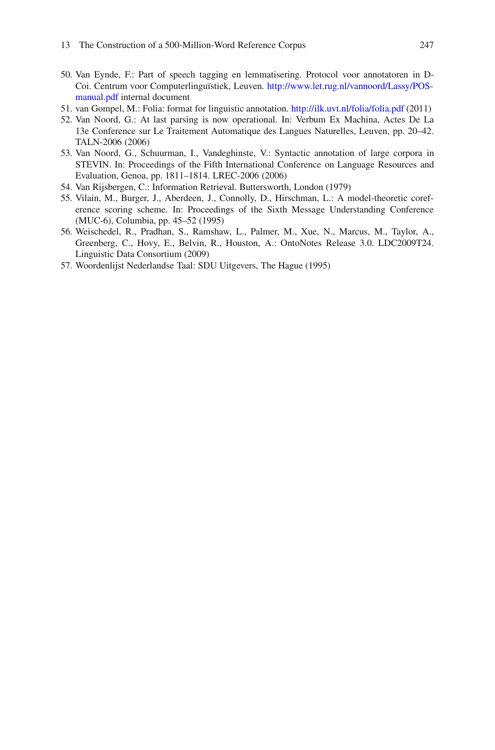50. Van Eynde, F.: Part of speech tagging en lemmatisering. Protocol voor annotatoren in D-Coi. Centrum voor Computerlinguïstiek, Leuven. http://www.let.rug.nl/vannoord/Lassy/POS-manual.pdf internal document
51. van Gompel, M.: Folia: format for linguistic annotation. http://ilk.uvt.nl/folia/folia.pdf (2011)
52. Van Noord, G.: At last parsing is now operational. In: Verbum Ex Machina, Actes De La 13e Conference sur Le Traitement Automatique des Langues Naturelles, Leuven, pp. 20–42. TALN-2006 (2006)
53. Van Noord, G., Schuurman, I., Vandeghinste, V.: Syntactic annotation of large corpora in STEVIN. In: Proceedings of the Fifth International Conference on Language Resources and Evaluation, Genoa, pp. 1811–1814. LREC-2006 (2006)
54. Van Rijsbergen, C.: Information Retrieval. Buttersworth, London (1979)
55. Vilain, M., Burger, J., Aberdeen, J., Connolly, D., Hirschman, L.: A model-theoretic coreference scoring scheme. In: Proceedings of the Sixth Message Understanding Conference (MUC-6), Columbia, pp. 45–52 (1995)
56. Weischedel, R., Pradhan, S., Ramshaw, L., Palmer, M., Xue, N., Marcus, M., Taylor, A., Greenberg, C., Hovy, E., Belvin, R., Houston, A.: OntoNotes Release 3.0. LDC2009T24. Linguistic Data Consortium (2009)
57. Woordenlijst Nederlandse Taal: SDU Uitgevers, The Hague (1995)